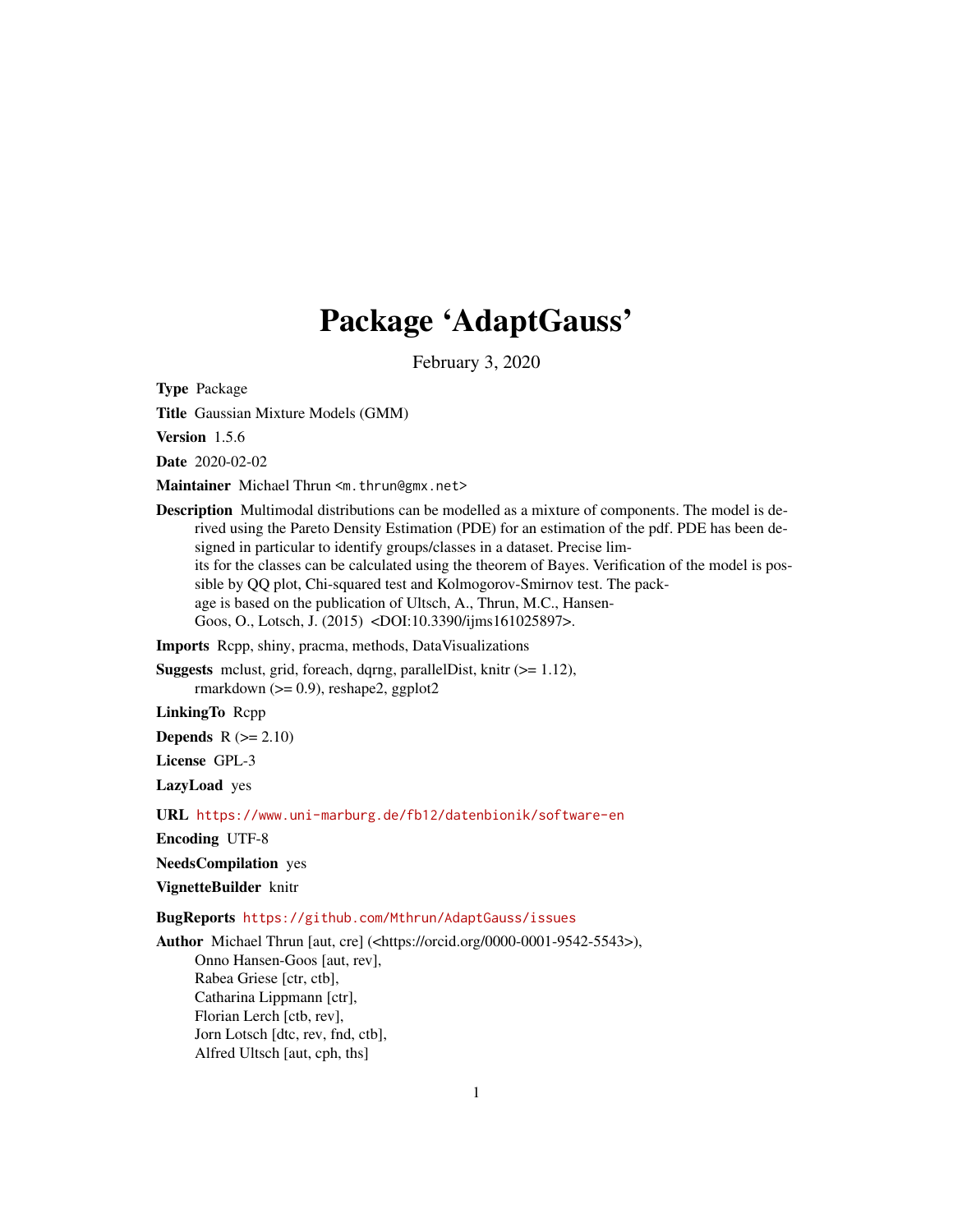# Package 'AdaptGauss'

February 3, 2020

**Type** Package

**Title** Gaussian Mixture Models (GMM)

**Version** 1.5.6

**Date** 2020-02-02

**Maintainer** Michael Thrun <m.thrun@gmx.net>

**Description** Multimodal distributions can be modelled as a mixture of components. The model is derived using the Pareto Density Estimation (PDE) for an estimation of the pdf. PDE has been designed in particular to identify groups/classes in a dataset. Precise limits for the classes can be calculated using the theorem of Bayes. Verification of the model is possible by QQ plot, Chi-squared test and Kolmogorov-Smirnov test. The package is based on the publication of Ultsch, A., Thrun, M.C., Hansen-Goos, O., Lotsch, J. (2015) <DOI:10.3390/ijms161025897>.

**Imports** Rcpp, shiny, pracma, methods, DataVisualizations

**Suggests** mclust, grid, foreach, dqrng, parallelDist, knitr (>= 1.12), rmarkdown (>= 0.9), reshape2, ggplot2

**LinkingTo** Rcpp

**Depends** R (>= 2.10)

**License** GPL-3

**LazyLoad** yes

**URL** https://www.uni-marburg.de/fb12/datenbionik/software-en

**Encoding** UTF-8

**NeedsCompilation** yes

**VignetteBuilder** knitr

**BugReports** https://github.com/Mthrun/AdaptGauss/issues

**Author** Michael Thrun [aut, cre] (<https://orcid.org/0000-0001-9542-5543>),
Onno Hansen-Goos [aut, rev],
Rabea Griese [ctr, ctb],
Catharina Lippmann [ctr],
Florian Lerch [ctb, rev],
Jorn Lotsch [dtc, rev, fnd, ctb],
Alfred Ultsch [aut, cph, ths]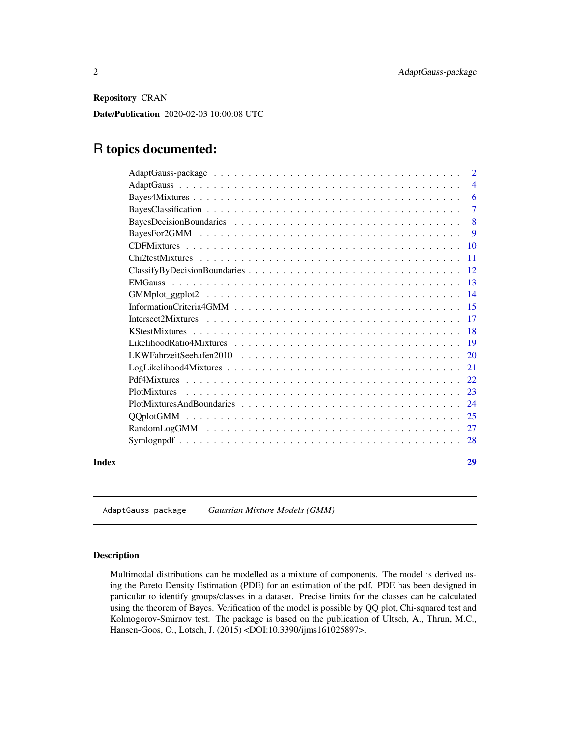**Repository** CRAN

**Date/Publication** 2020-02-03 10:00:08 UTC

# R topics documented:

| | |
|---|---|
| AdaptGauss-package | 2 |
| AdaptGauss | 4 |
| Bayes4Mixtures | 6 |
| BayesClassification | 7 |
| BayesDecisionBoundaries | 8 |
| BayesFor2GMM | 9 |
| CDFMixtures | 10 |
| Chi2testMixtures | 11 |
| ClassifyByDecisionBoundaries | 12 |
| EMGauss | 13 |
| GMMplot_ggplot2 | 14 |
| InformationCriteria4GMM | 15 |
| Intersect2Mixtures | 17 |
| KStestMixtures | 18 |
| LikelihoodRatio4Mixtures | 19 |
| LKWFahrzeitSeehafen2010 | 20 |
| LogLikelihood4Mixtures | 21 |
| Pdf4Mixtures | 22 |
| PlotMixtures | 23 |
| PlotMixturesAndBoundaries | 24 |
| QQplotGMM | 25 |
| RandomLogGMM | 27 |
| Symlognpdf | 28 |
| **Index** | **29** |

---

AdaptGauss-package *Gaussian Mixture Models (GMM)*

---

### Description

Multimodal distributions can be modelled as a mixture of components. The model is derived using the Pareto Density Estimation (PDE) for an estimation of the pdf. PDE has been designed in particular to identify groups/classes in a dataset. Precise limits for the classes can be calculated using the theorem of Bayes. Verification of the model is possible by QQ plot, Chi-squared test and Kolmogorov-Smirnov test. The package is based on the publication of Ultsch, A., Thrun, M.C., Hansen-Goos, O., Lotsch, J. (2015) <DOI:10.3390/ijms161025897>.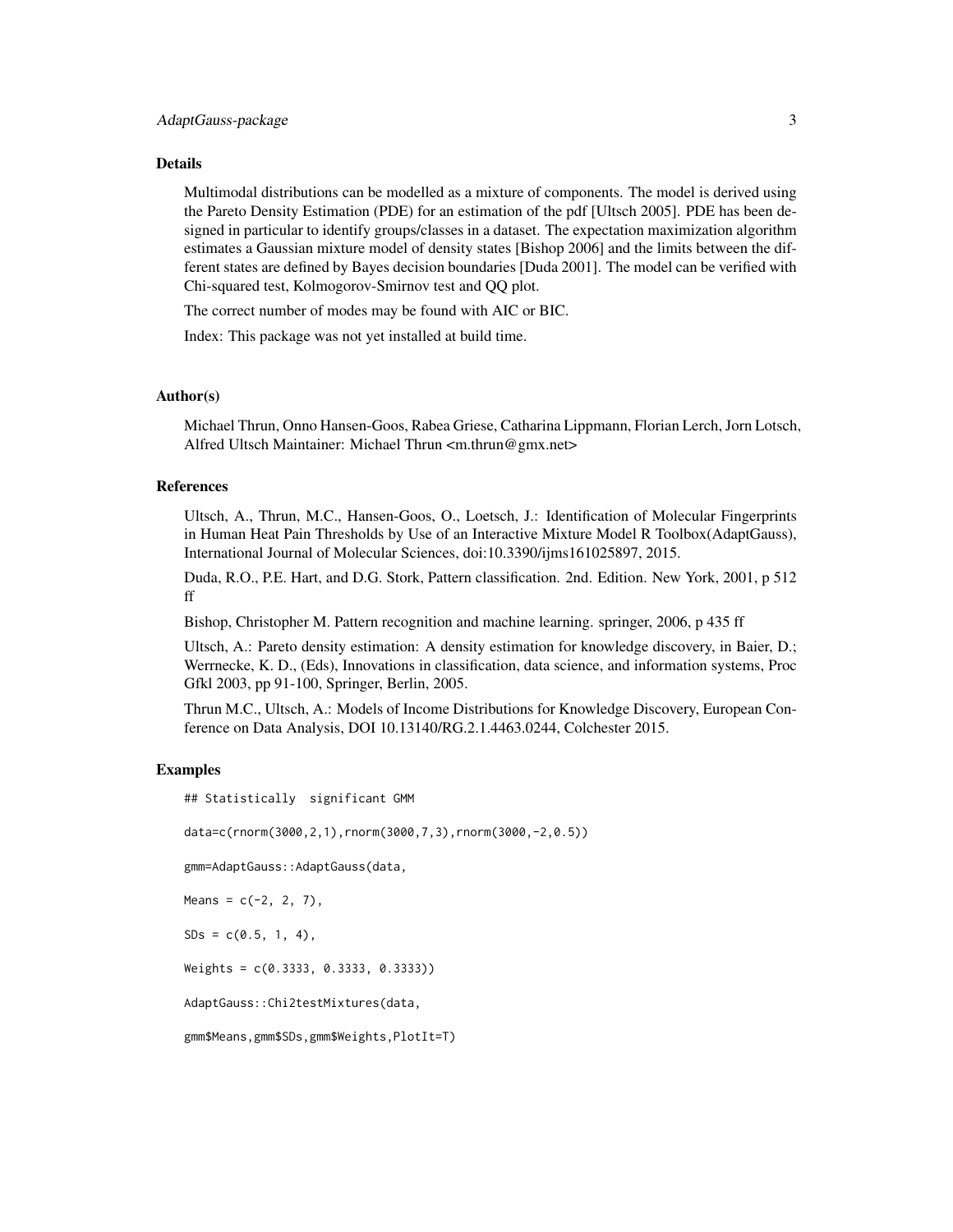## Details

Multimodal distributions can be modelled as a mixture of components. The model is derived using the Pareto Density Estimation (PDE) for an estimation of the pdf [Ultsch 2005]. PDE has been designed in particular to identify groups/classes in a dataset. The expectation maximization algorithm estimates a Gaussian mixture model of density states [Bishop 2006] and the limits between the different states are defined by Bayes decision boundaries [Duda 2001]. The model can be verified with Chi-squared test, Kolmogorov-Smirnov test and QQ plot.

The correct number of modes may be found with AIC or BIC.

Index: This package was not yet installed at build time.

## Author(s)

Michael Thrun, Onno Hansen-Goos, Rabea Griese, Catharina Lippmann, Florian Lerch, Jorn Lotsch, Alfred Ultsch Maintainer: Michael Thrun <m.thrun@gmx.net>

## References

Ultsch, A., Thrun, M.C., Hansen-Goos, O., Loetsch, J.: Identification of Molecular Fingerprints in Human Heat Pain Thresholds by Use of an Interactive Mixture Model R Toolbox(AdaptGauss), International Journal of Molecular Sciences, doi:10.3390/ijms161025897, 2015.

Duda, R.O., P.E. Hart, and D.G. Stork, Pattern classification. 2nd. Edition. New York, 2001, p 512 ff

Bishop, Christopher M. Pattern recognition and machine learning. springer, 2006, p 435 ff

Ultsch, A.: Pareto density estimation: A density estimation for knowledge discovery, in Baier, D.; Werrnecke, K. D., (Eds), Innovations in classification, data science, and information systems, Proc Gfkl 2003, pp 91-100, Springer, Berlin, 2005.

Thrun M.C., Ultsch, A.: Models of Income Distributions for Knowledge Discovery, European Conference on Data Analysis, DOI 10.13140/RG.2.1.4463.0244, Colchester 2015.

## Examples

```
## Statistically  significant GMM

data=c(rnorm(3000,2,1),rnorm(3000,7,3),rnorm(3000,-2,0.5))

gmm=AdaptGauss::AdaptGauss(data,

Means = c(-2, 2, 7),

SDs = c(0.5, 1, 4),

Weights = c(0.3333, 0.3333, 0.3333))

AdaptGauss::Chi2testMixtures(data,

gmm$Means,gmm$SDs,gmm$Weights,PlotIt=T)
```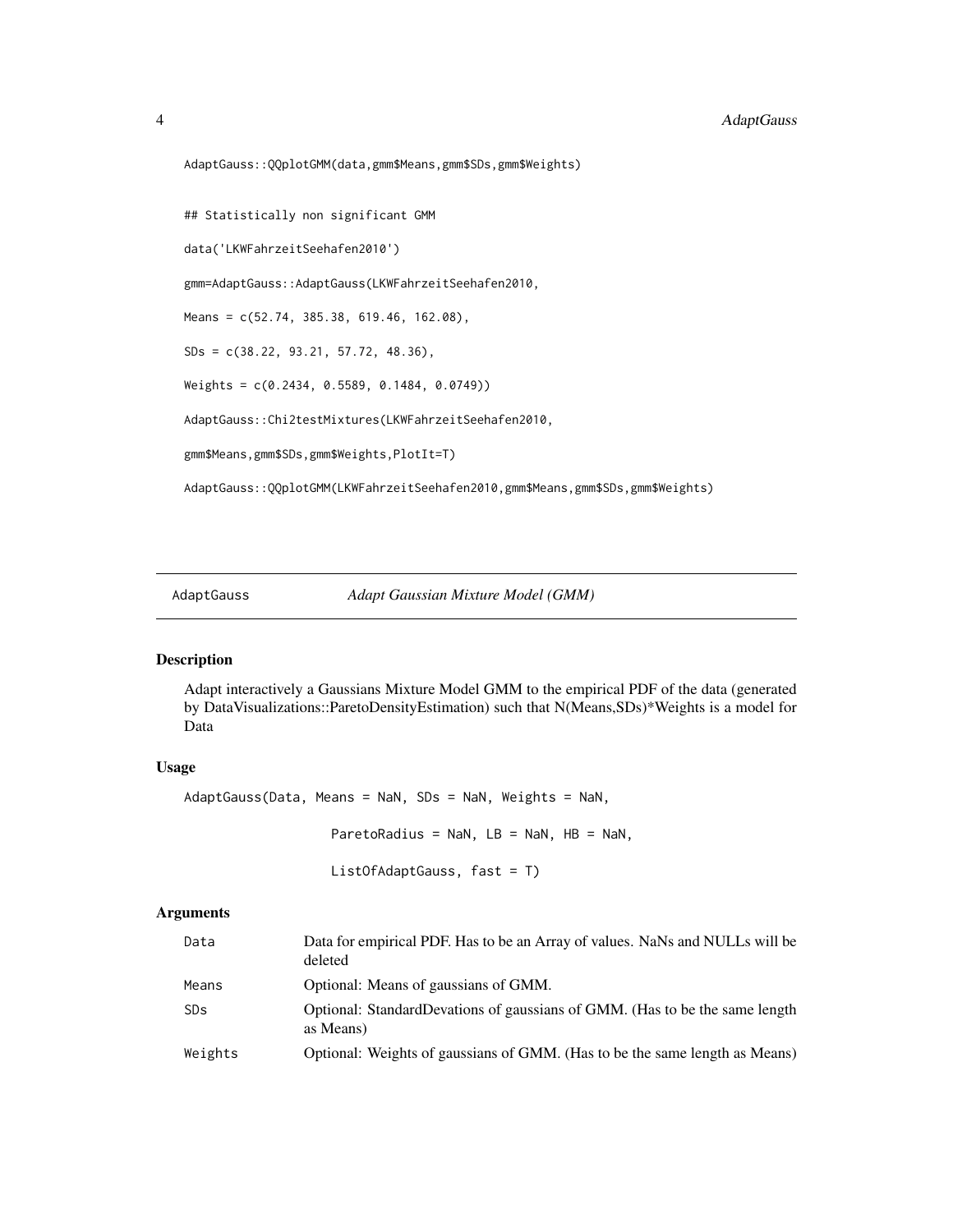```
AdaptGauss::QQplotGMM(data,gmm$Means,gmm$SDs,gmm$Weights)

## Statistically non significant GMM

data('LKWFahrzeitSeehafen2010')

gmm=AdaptGauss::AdaptGauss(LKWFahrzeitSeehafen2010,

Means = c(52.74, 385.38, 619.46, 162.08),

SDs = c(38.22, 93.21, 57.72, 48.36),

Weights = c(0.2434, 0.5589, 0.1484, 0.0749))

AdaptGauss::Chi2testMixtures(LKWFahrzeitSeehafen2010,

gmm$Means,gmm$SDs,gmm$Weights,PlotIt=T)

AdaptGauss::QQplotGMM(LKWFahrzeitSeehafen2010,gmm$Means,gmm$SDs,gmm$Weights)
```

---

## AdaptGauss — *Adapt Gaussian Mixture Model (GMM)*

---

### Description

Adapt interactively a Gaussians Mixture Model GMM to the empirical PDF of the data (generated by DataVisualizations::ParetoDensityEstimation) such that N(Means,SDs)*Weights is a model for Data

### Usage

```
AdaptGauss(Data, Means = NaN, SDs = NaN, Weights = NaN,

                    ParetoRadius = NaN, LB = NaN, HB = NaN,

                    ListOfAdaptGauss, fast = T)
```

### Arguments

| | |
|---|---|
| `Data` | Data for empirical PDF. Has to be an Array of values. NaNs and NULLs will be deleted |
| `Means` | Optional: Means of gaussians of GMM. |
| `SDs` | Optional: StandardDevations of gaussians of GMM. (Has to be the same length as Means) |
| `Weights` | Optional: Weights of gaussians of GMM. (Has to be the same length as Means) |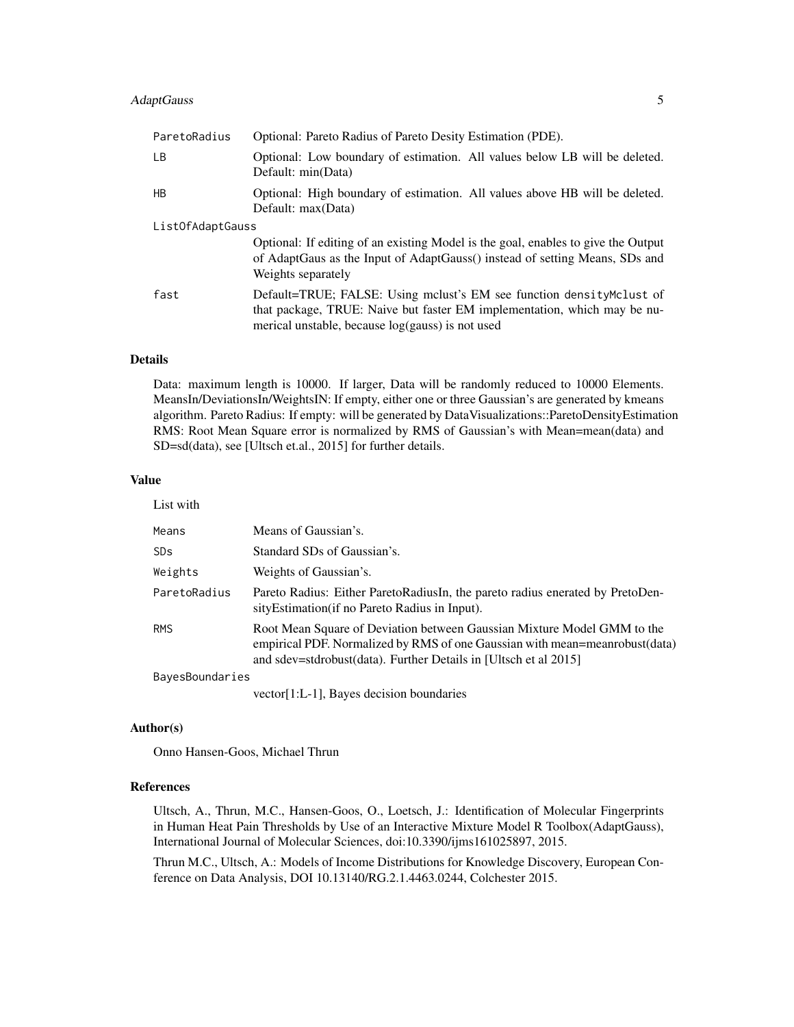| | |
|---|---|
| ParetoRadius | Optional: Pareto Radius of Pareto Desity Estimation (PDE). |
| LB | Optional: Low boundary of estimation. All values below LB will be deleted. Default: min(Data) |
| HB | Optional: High boundary of estimation. All values above HB will be deleted. Default: max(Data) |
| ListOfAdaptGauss | Optional: If editing of an existing Model is the goal, enables to give the Output of AdaptGaus as the Input of AdaptGauss() instead of setting Means, SDs and Weights separately |
| fast | Default=TRUE; FALSE: Using mclust's EM see function densityMclust of that package, TRUE: Naive but faster EM implementation, which may be numerical unstable, because log(gauss) is not used |

## Details

Data: maximum length is 10000. If larger, Data will be randomly reduced to 10000 Elements. MeansIn/DeviationsIn/WeightsIN: If empty, either one or three Gaussian's are generated by kmeans algorithm. Pareto Radius: If empty: will be generated by DataVisualizations::ParetoDensityEstimation RMS: Root Mean Square error is normalized by RMS of Gaussian's with Mean=mean(data) and SD=sd(data), see [Ultsch et.al., 2015] for further details.

## Value

List with

| | |
|---|---|
| Means | Means of Gaussian's. |
| SDs | Standard SDs of Gaussian's. |
| Weights | Weights of Gaussian's. |
| ParetoRadius | Pareto Radius: Either ParetoRadiusIn, the pareto radius enerated by PretoDensityEstimation(if no Pareto Radius in Input). |
| RMS | Root Mean Square of Deviation between Gaussian Mixture Model GMM to the empirical PDF. Normalized by RMS of one Gaussian with mean=meanrobust(data) and sdev=stdrobust(data). Further Details in [Ultsch et al 2015] |
| BayesBoundaries | vector[1:L-1], Bayes decision boundaries |

## Author(s)

Onno Hansen-Goos, Michael Thrun

## References

Ultsch, A., Thrun, M.C., Hansen-Goos, O., Loetsch, J.: Identification of Molecular Fingerprints in Human Heat Pain Thresholds by Use of an Interactive Mixture Model R Toolbox(AdaptGauss), International Journal of Molecular Sciences, doi:10.3390/ijms161025897, 2015.

Thrun M.C., Ultsch, A.: Models of Income Distributions for Knowledge Discovery, European Conference on Data Analysis, DOI 10.13140/RG.2.1.4463.0244, Colchester 2015.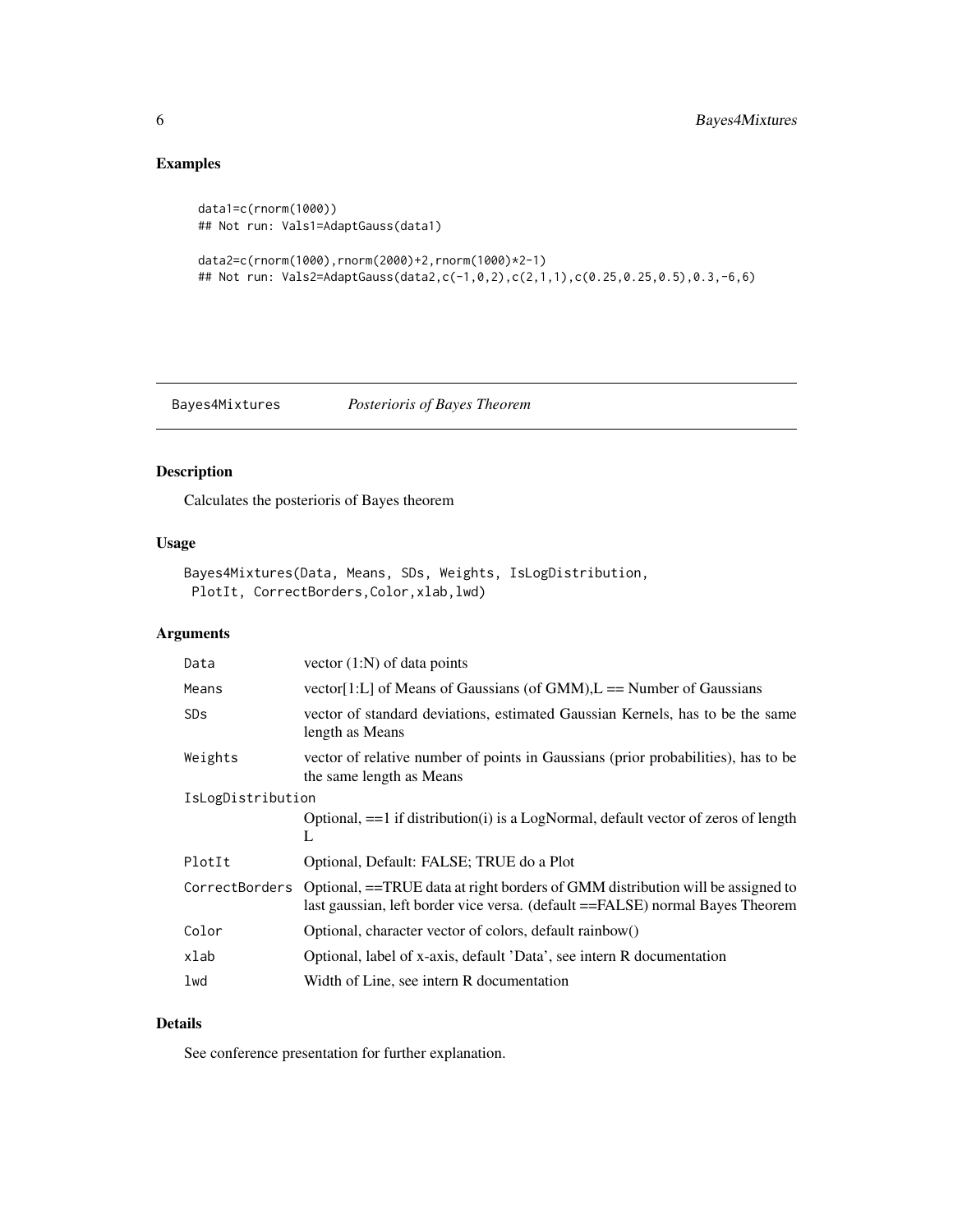## Examples

```
data1=c(rnorm(1000))
## Not run: Vals1=AdaptGauss(data1)

data2=c(rnorm(1000),rnorm(2000)+2,rnorm(1000)*2-1)
## Not run: Vals2=AdaptGauss(data2,c(-1,0,2),c(2,1,1),c(0.25,0.25,0.5),0.3,-6,6)
```

---

# Bayes4Mixtures *Posterioris of Bayes Theorem*

---

## Description

Calculates the posterioris of Bayes theorem

## Usage

```
Bayes4Mixtures(Data, Means, SDs, Weights, IsLogDistribution,
 PlotIt, CorrectBorders,Color,xlab,lwd)
```

## Arguments

| | |
|---|---|
| `Data` | vector (1:N) of data points |
| `Means` | vector[1:L] of Means of Gaussians (of GMM),L == Number of Gaussians |
| `SDs` | vector of standard deviations, estimated Gaussian Kernels, has to be the same length as Means |
| `Weights` | vector of relative number of points in Gaussians (prior probabilities), has to be the same length as Means |
| `IsLogDistribution` | Optional, ==1 if distribution(i) is a LogNormal, default vector of zeros of length L |
| `PlotIt` | Optional, Default: FALSE; TRUE do a Plot |
| `CorrectBorders` | Optional, ==TRUE data at right borders of GMM distribution will be assigned to last gaussian, left border vice versa. (default ==FALSE) normal Bayes Theorem |
| `Color` | Optional, character vector of colors, default rainbow() |
| `xlab` | Optional, label of x-axis, default 'Data', see intern R documentation |
| `lwd` | Width of Line, see intern R documentation |

## Details

See conference presentation for further explanation.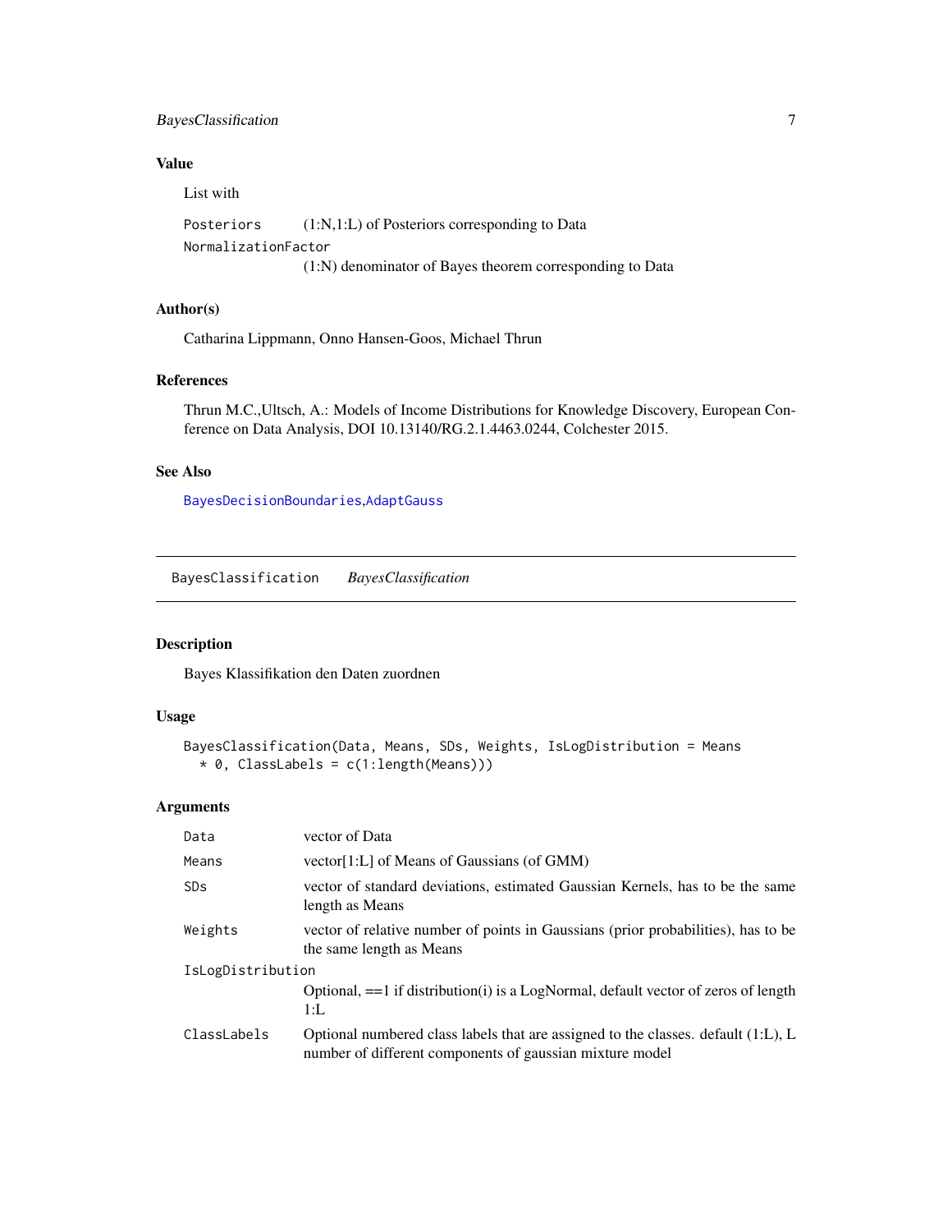## Value

List with

| | |
|---|---|
| Posteriors | (1:N,1:L) of Posteriors corresponding to Data |
| NormalizationFactor | (1:N) denominator of Bayes theorem corresponding to Data |

## Author(s)

Catharina Lippmann, Onno Hansen-Goos, Michael Thrun

## References

Thrun M.C.,Ultsch, A.: Models of Income Distributions for Knowledge Discovery, European Conference on Data Analysis, DOI 10.13140/RG.2.1.4463.0244, Colchester 2015.

## See Also

BayesDecisionBoundaries,AdaptGauss

---

# BayesClassification *BayesClassification*

## Description

Bayes Klassifikation den Daten zuordnen

## Usage

```
BayesClassification(Data, Means, SDs, Weights, IsLogDistribution = Means
  * 0, ClassLabels = c(1:length(Means)))
```

## Arguments

| | |
|---|---|
| Data | vector of Data |
| Means | vector[1:L] of Means of Gaussians (of GMM) |
| SDs | vector of standard deviations, estimated Gaussian Kernels, has to be the same length as Means |
| Weights | vector of relative number of points in Gaussians (prior probabilities), has to be the same length as Means |
| IsLogDistribution | Optional, ==1 if distribution(i) is a LogNormal, default vector of zeros of length 1:L |
| ClassLabels | Optional numbered class labels that are assigned to the classes. default (1:L), L number of different components of gaussian mixture model |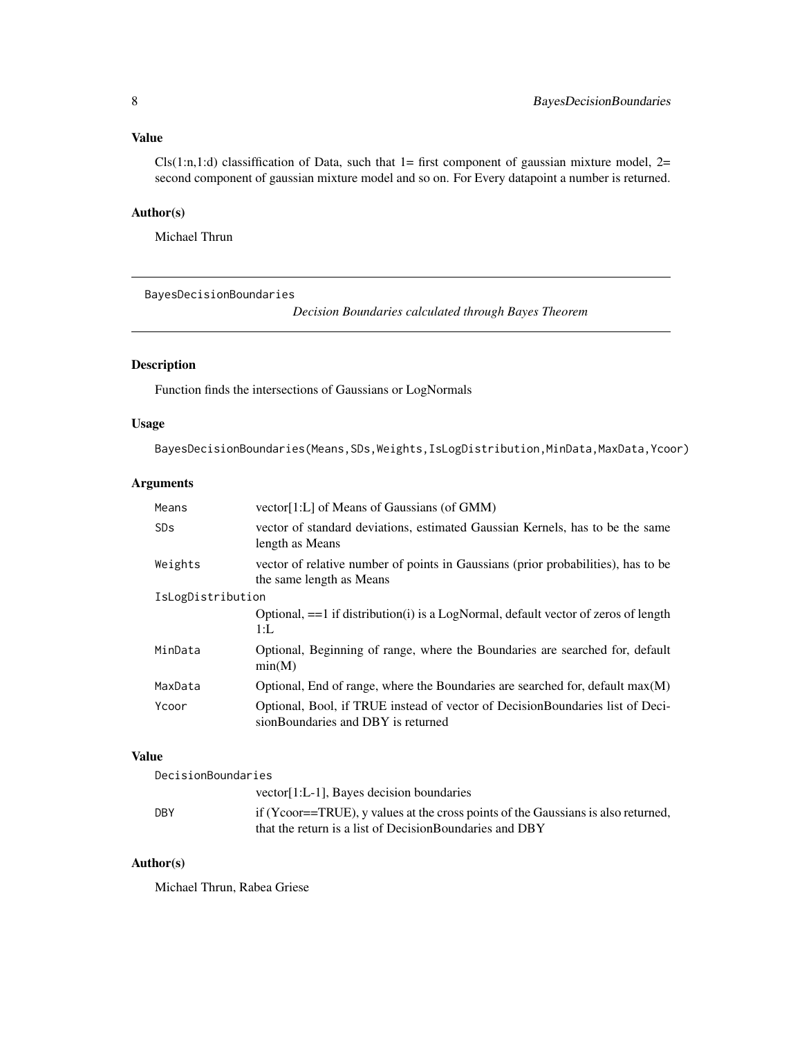### Value

Cls(1:n,1:d) classiffication of Data, such that 1= first component of gaussian mixture model, 2= second component of gaussian mixture model and so on. For Every datapoint a number is returned.

### Author(s)

Michael Thrun

---

## BayesDecisionBoundaries

*Decision Boundaries calculated through Bayes Theorem*

---

### Description

Function finds the intersections of Gaussians or LogNormals

### Usage

```
BayesDecisionBoundaries(Means,SDs,Weights,IsLogDistribution,MinData,MaxData,Ycoor)
```

### Arguments

| | |
|---|---|
| `Means` | vector[1:L] of Means of Gaussians (of GMM) |
| `SDs` | vector of standard deviations, estimated Gaussian Kernels, has to be the same length as Means |
| `Weights` | vector of relative number of points in Gaussians (prior probabilities), has to be the same length as Means |
| `IsLogDistribution` | Optional, ==1 if distribution(i) is a LogNormal, default vector of zeros of length 1:L |
| `MinData` | Optional, Beginning of range, where the Boundaries are searched for, default min(M) |
| `MaxData` | Optional, End of range, where the Boundaries are searched for, default max(M) |
| `Ycoor` | Optional, Bool, if TRUE instead of vector of DecisionBoundaries list of DecisionBoundaries and DBY is returned |

### Value

| | |
|---|---|
| `DecisionBoundaries` | vector[1:L-1], Bayes decision boundaries |
| `DBY` | if (Ycoor==TRUE), y values at the cross points of the Gaussians is also returned, that the return is a list of DecisionBoundaries and DBY |

### Author(s)

Michael Thrun, Rabea Griese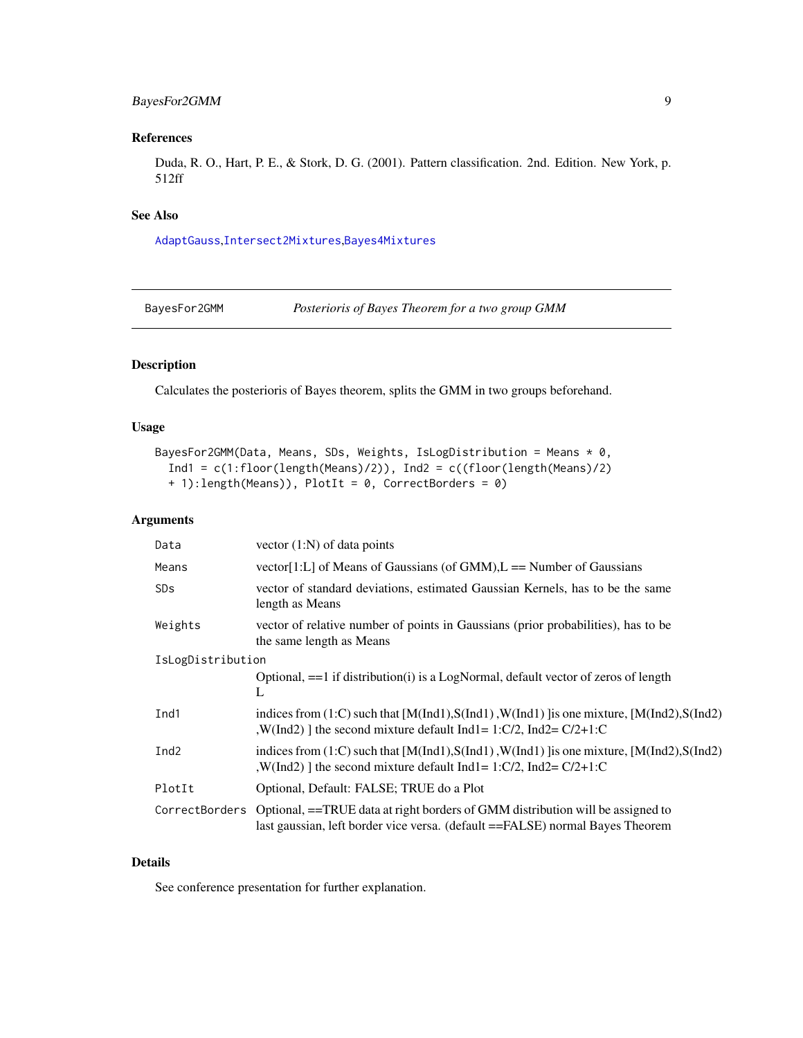## References

Duda, R. O., Hart, P. E., & Stork, D. G. (2001). Pattern classification. 2nd. Edition. New York, p. 512ff

## See Also

AdaptGauss,Intersect2Mixtures,Bayes4Mixtures

---

# BayesFor2GMM *Posterioris of Bayes Theorem for a two group GMM*

---

## Description

Calculates the posterioris of Bayes theorem, splits the GMM in two groups beforehand.

## Usage

```
BayesFor2GMM(Data, Means, SDs, Weights, IsLogDistribution = Means * 0,
  Ind1 = c(1:floor(length(Means)/2)), Ind2 = c((floor(length(Means)/2)
  + 1):length(Means)), PlotIt = 0, CorrectBorders = 0)
```

## Arguments

| | |
|---|---|
| Data | vector (1:N) of data points |
| Means | vector[1:L] of Means of Gaussians (of GMM),L == Number of Gaussians |
| SDs | vector of standard deviations, estimated Gaussian Kernels, has to be the same length as Means |
| Weights | vector of relative number of points in Gaussians (prior probabilities), has to be the same length as Means |
| IsLogDistribution | Optional, ==1 if distribution(i) is a LogNormal, default vector of zeros of length L |
| Ind1 | indices from (1:C) such that [M(Ind1),S(Ind1) ,W(Ind1) ]is one mixture, [M(Ind2),S(Ind2) ,W(Ind2) ] the second mixture default Ind1= 1:C/2, Ind2= C/2+1:C |
| Ind2 | indices from (1:C) such that [M(Ind1),S(Ind1) ,W(Ind1) ]is one mixture, [M(Ind2),S(Ind2) ,W(Ind2) ] the second mixture default Ind1= 1:C/2, Ind2= C/2+1:C |
| PlotIt | Optional, Default: FALSE; TRUE do a Plot |
| CorrectBorders | Optional, ==TRUE data at right borders of GMM distribution will be assigned to last gaussian, left border vice versa. (default ==FALSE) normal Bayes Theorem |

## Details

See conference presentation for further explanation.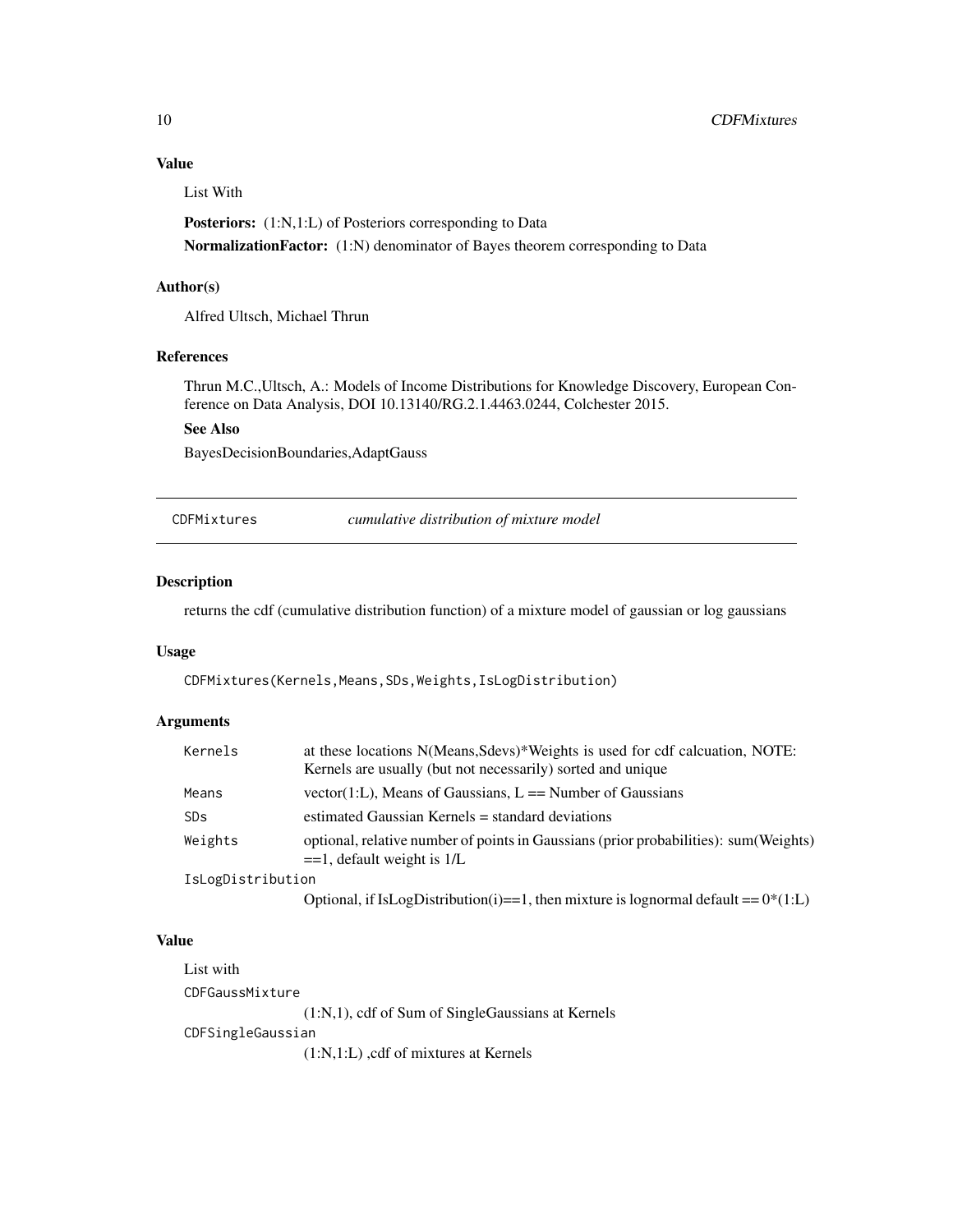### Value

List With

**Posteriors:** (1:N,1:L) of Posteriors corresponding to Data

**NormalizationFactor:** (1:N) denominator of Bayes theorem corresponding to Data

### Author(s)

Alfred Ultsch, Michael Thrun

### References

Thrun M.C.,Ultsch, A.: Models of Income Distributions for Knowledge Discovery, European Conference on Data Analysis, DOI 10.13140/RG.2.1.4463.0244, Colchester 2015.

### See Also

BayesDecisionBoundaries,AdaptGauss

---

## CDFMixtures *cumulative distribution of mixture model*

---

### Description

returns the cdf (cumulative distribution function) of a mixture model of gaussian or log gaussians

### Usage

```
CDFMixtures(Kernels,Means,SDs,Weights,IsLogDistribution)
```

### Arguments

| | |
|---|---|
| `Kernels` | at these locations N(Means,Sdevs)*Weights is used for cdf calcuation, NOTE: Kernels are usually (but not necessarily) sorted and unique |
| `Means` | vector(1:L), Means of Gaussians, L == Number of Gaussians |
| `SDs` | estimated Gaussian Kernels = standard deviations |
| `Weights` | optional, relative number of points in Gaussians (prior probabilities): sum(Weights) ==1, default weight is 1/L |
| `IsLogDistribution` | Optional, if IsLogDistribution(i)==1, then mixture is lognormal default == 0*(1:L) |

### Value

List with

`CDFGaussMixture`
: (1:N,1), cdf of Sum of SingleGaussians at Kernels

`CDFSingleGaussian`
: (1:N,1:L) ,cdf of mixtures at Kernels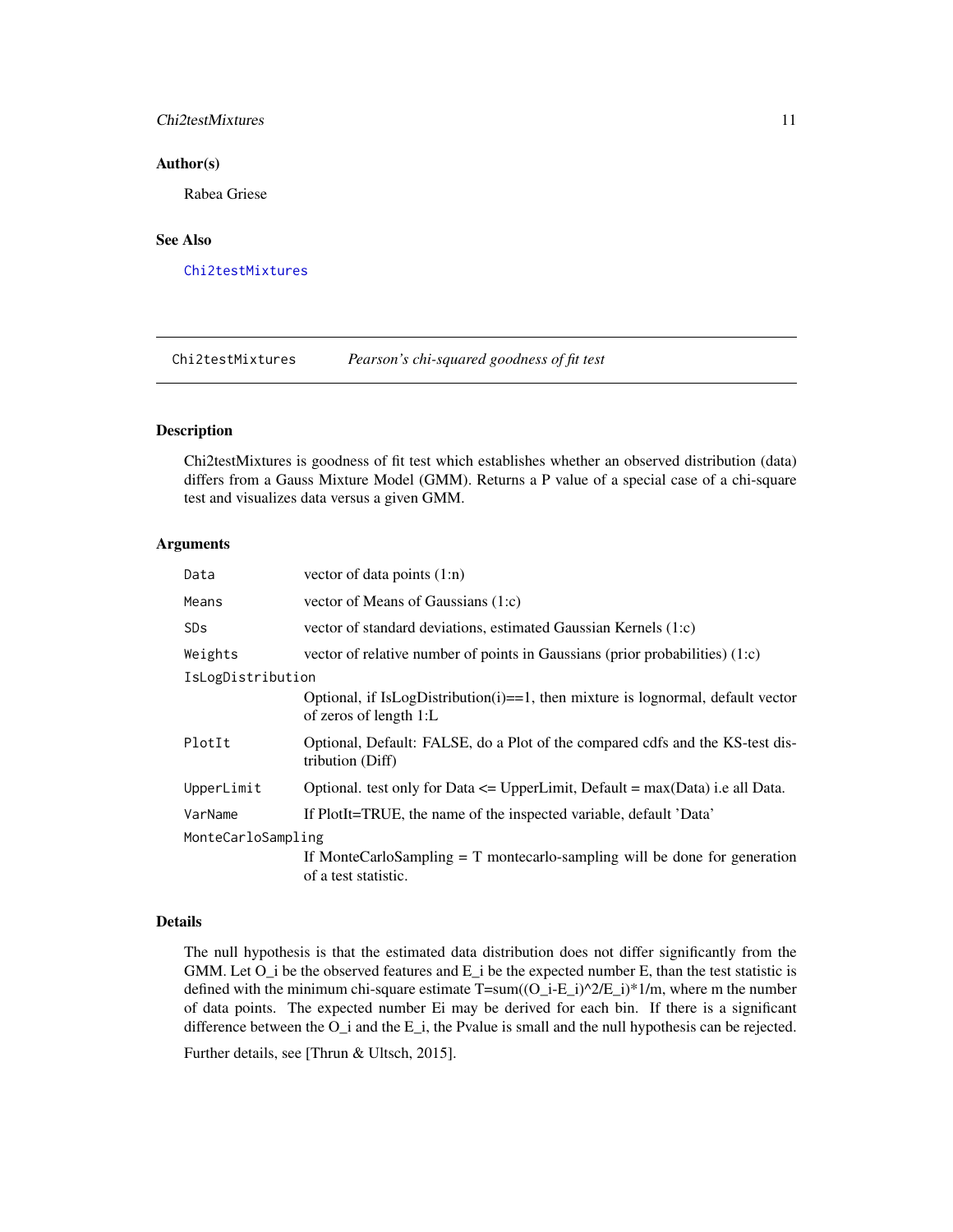## Author(s)

Rabea Griese

## See Also

Chi2testMixtures

---

## Chi2testMixtures *Pearson's chi-squared goodness of fit test*

---

### Description

Chi2testMixtures is goodness of fit test which establishes whether an observed distribution (data) differs from a Gauss Mixture Model (GMM). Returns a P value of a special case of a chi-square test and visualizes data versus a given GMM.

### Arguments

| | |
|---|---|
| `Data` | vector of data points (1:n) |
| `Means` | vector of Means of Gaussians (1:c) |
| `SDs` | vector of standard deviations, estimated Gaussian Kernels (1:c) |
| `Weights` | vector of relative number of points in Gaussians (prior probabilities) (1:c) |
| `IsLogDistribution` | Optional, if IsLogDistribution(i)==1, then mixture is lognormal, default vector of zeros of length 1:L |
| `PlotIt` | Optional, Default: FALSE, do a Plot of the compared cdfs and the KS-test distribution (Diff) |
| `UpperLimit` | Optional. test only for Data <= UpperLimit, Default = max(Data) i.e all Data. |
| `VarName` | If PlotIt=TRUE, the name of the inspected variable, default 'Data' |
| `MonteCarloSampling` | If MonteCarloSampling = T montecarlo-sampling will be done for generation of a test statistic. |

### Details

The null hypothesis is that the estimated data distribution does not differ significantly from the GMM. Let O_i be the observed features and E_i be the expected number E, than the test statistic is defined with the minimum chi-square estimate T=sum((O_i-E_i)^2/E_i)*1/m, where m the number of data points. The expected number Ei may be derived for each bin. If there is a significant difference between the O_i and the E_i, the Pvalue is small and the null hypothesis can be rejected.

Further details, see [Thrun & Ultsch, 2015].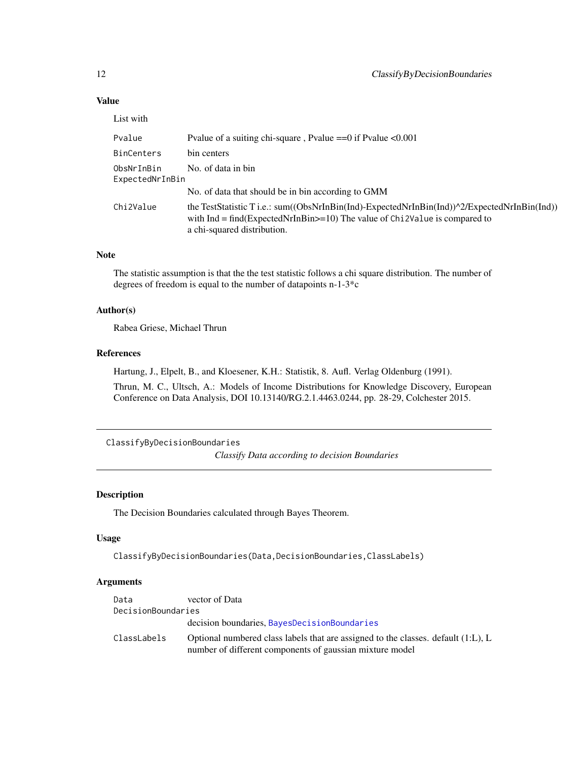### Value

List with

| | |
|---|---|
| `Pvalue` | Pvalue of a suiting chi-square , Pvalue ==0 if Pvalue <0.001 |
| `BinCenters` | bin centers |
| `ObsNrInBin` | No. of data in bin |
| `ExpectedNrInBin` | No. of data that should be in bin according to GMM |
| `Chi2Value` | the TestStatistic T i.e.: sum((ObsNrInBin(Ind)-ExpectedNrInBin(Ind))^2/ExpectedNrInBin(Ind)) with Ind = find(ExpectedNrInBin>=10) The value of `Chi2Value` is compared to a chi-squared distribution. |

### Note

The statistic assumption is that the the test statistic follows a chi square distribution. The number of degrees of freedom is equal to the number of datapoints n-1-3*c

### Author(s)

Rabea Griese, Michael Thrun

### References

Hartung, J., Elpelt, B., and Kloesener, K.H.: Statistik, 8. Aufl. Verlag Oldenburg (1991).

Thrun, M. C., Ultsch, A.: Models of Income Distributions for Knowledge Discovery, European Conference on Data Analysis, DOI 10.13140/RG.2.1.4463.0244, pp. 28-29, Colchester 2015.

---

## ClassifyByDecisionBoundaries

*Classify Data according to decision Boundaries*

### Description

The Decision Boundaries calculated through Bayes Theorem.

### Usage

```
ClassifyByDecisionBoundaries(Data,DecisionBoundaries,ClassLabels)
```

### Arguments

| | |
|---|---|
| `Data` | vector of Data |
| `DecisionBoundaries` | decision boundaries, `BayesDecisionBoundaries` |
| `ClassLabels` | Optional numbered class labels that are assigned to the classes. default (1:L), L number of different components of gaussian mixture model |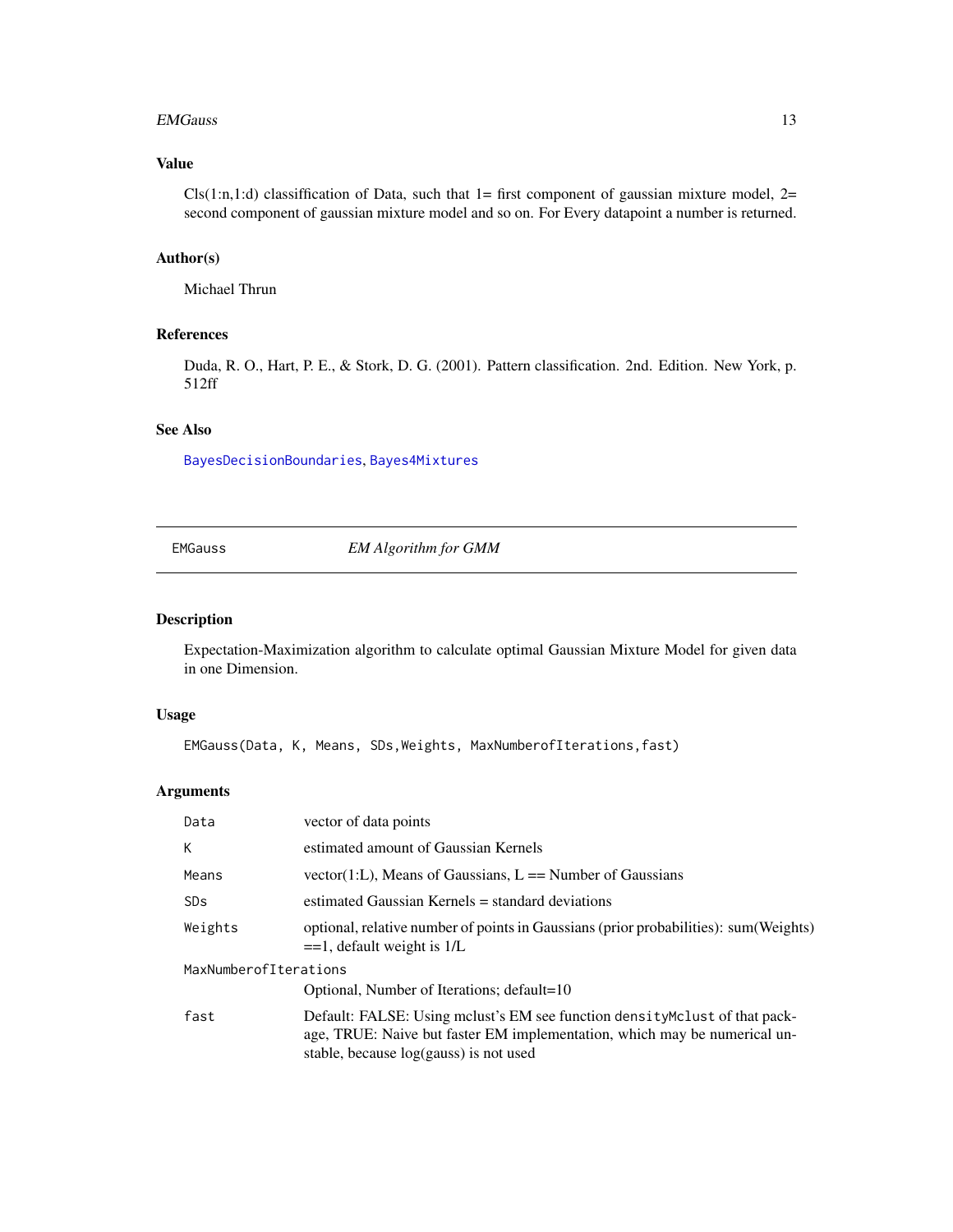## Value

Cls(1:n,1:d) classiffication of Data, such that 1= first component of gaussian mixture model, 2= second component of gaussian mixture model and so on. For Every datapoint a number is returned.

## Author(s)

Michael Thrun

## References

Duda, R. O., Hart, P. E., & Stork, D. G. (2001). Pattern classification. 2nd. Edition. New York, p. 512ff

## See Also

BayesDecisionBoundaries, Bayes4Mixtures

---

# EMGauss *EM Algorithm for GMM*

## Description

Expectation-Maximization algorithm to calculate optimal Gaussian Mixture Model for given data in one Dimension.

## Usage

```
EMGauss(Data, K, Means, SDs,Weights, MaxNumberofIterations,fast)
```

## Arguments

| | |
|---|---|
| `Data` | vector of data points |
| `K` | estimated amount of Gaussian Kernels |
| `Means` | vector(1:L), Means of Gaussians, L == Number of Gaussians |
| `SDs` | estimated Gaussian Kernels = standard deviations |
| `Weights` | optional, relative number of points in Gaussians (prior probabilities): sum(Weights) ==1, default weight is 1/L |
| `MaxNumberofIterations` | Optional, Number of Iterations; default=10 |
| `fast` | Default: FALSE: Using mclust's EM see function `densityMclust` of that package, TRUE: Naive but faster EM implementation, which may be numerical unstable, because log(gauss) is not used |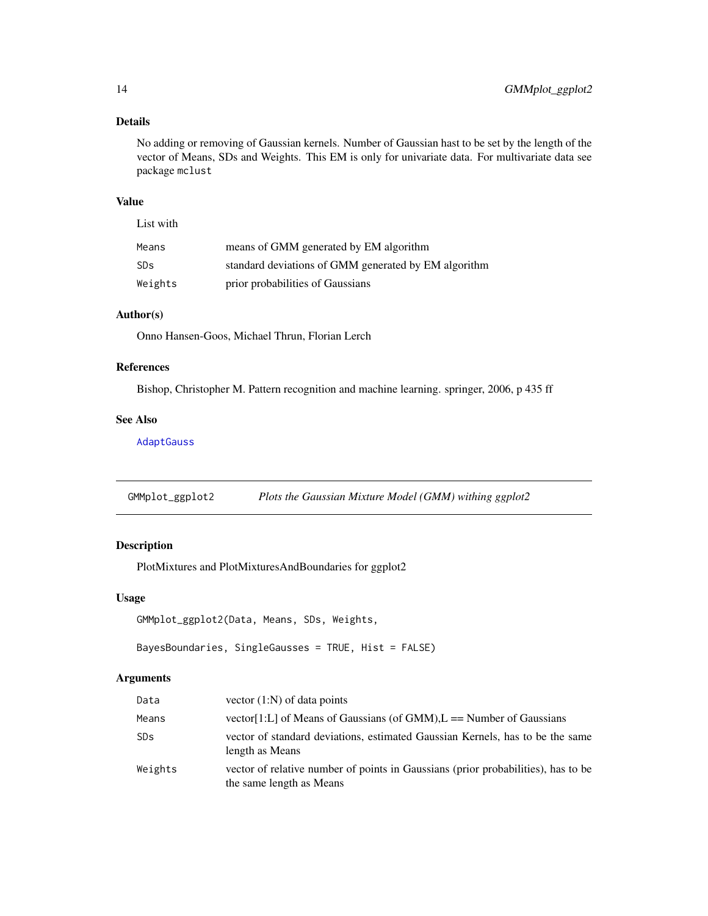## Details

No adding or removing of Gaussian kernels. Number of Gaussian hast to be set by the length of the vector of Means, SDs and Weights. This EM is only for univariate data. For multivariate data see package `mclust`

## Value

List with

| | |
|---|---|
| `Means` | means of GMM generated by EM algorithm |
| `SDs` | standard deviations of GMM generated by EM algorithm |
| `Weights` | prior probabilities of Gaussians |

## Author(s)

Onno Hansen-Goos, Michael Thrun, Florian Lerch

## References

Bishop, Christopher M. Pattern recognition and machine learning. springer, 2006, p 435 ff

## See Also

`AdaptGauss`

---

# GMMplot_ggplot2 — *Plots the Gaussian Mixture Model (GMM) withing ggplot2*

---

## Description

PlotMixtures and PlotMixturesAndBoundaries for ggplot2

## Usage

```
GMMplot_ggplot2(Data, Means, SDs, Weights,

BayesBoundaries, SingleGausses = TRUE, Hist = FALSE)
```

## Arguments

| | |
|---|---|
| `Data` | vector (1:N) of data points |
| `Means` | vector[1:L] of Means of Gaussians (of GMM),L == Number of Gaussians |
| `SDs` | vector of standard deviations, estimated Gaussian Kernels, has to be the same length as Means |
| `Weights` | vector of relative number of points in Gaussians (prior probabilities), has to be the same length as Means |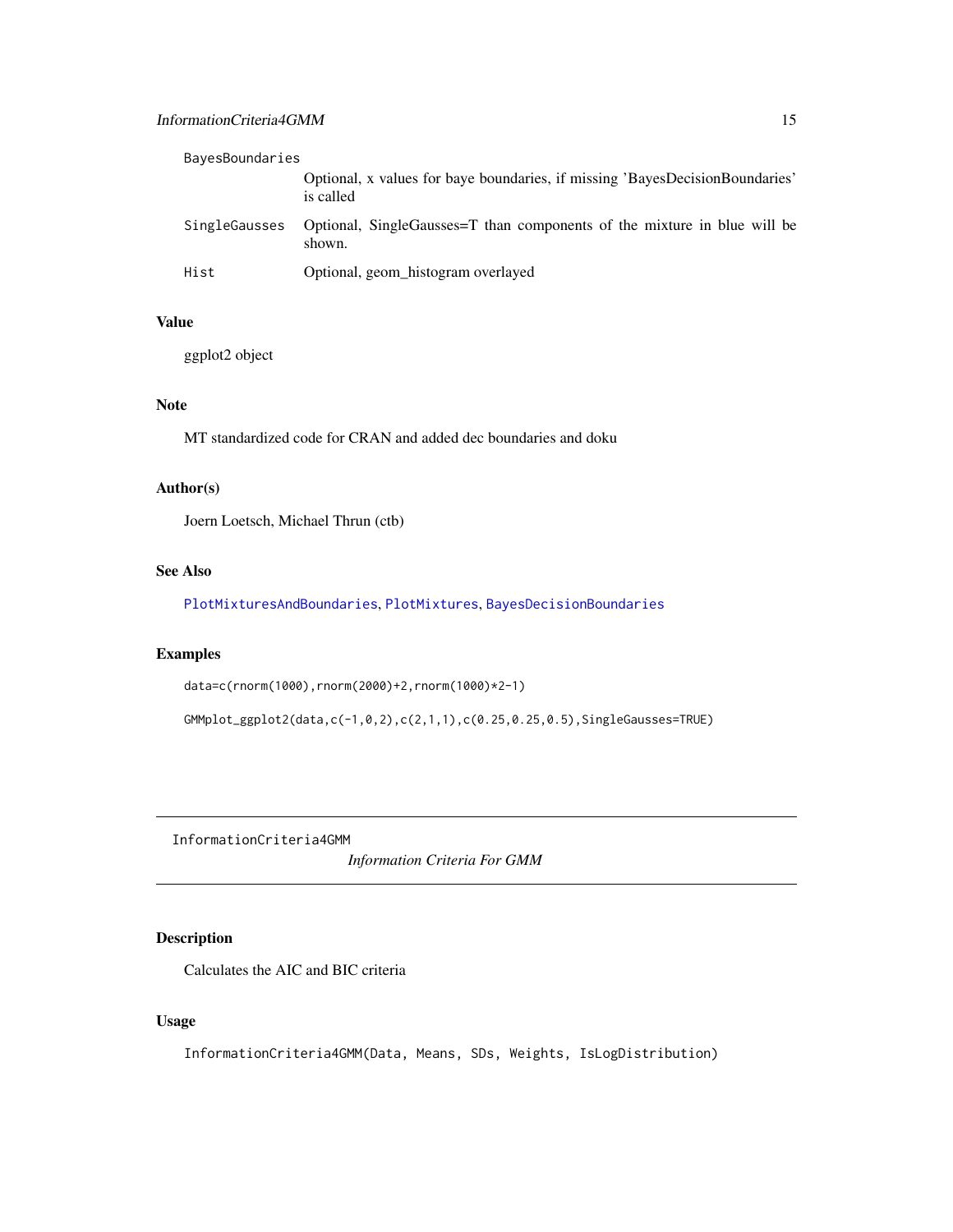BayesBoundaries
: Optional, x values for baye boundaries, if missing 'BayesDecisionBoundaries' is called

SingleGausses
: Optional, SingleGausses=T than components of the mixture in blue will be shown.

Hist
: Optional, geom_histogram overlayed

### Value

ggplot2 object

### Note

MT standardized code for CRAN and added dec boundaries and doku

### Author(s)

Joern Loetsch, Michael Thrun (ctb)

### See Also

PlotMixturesAndBoundaries, PlotMixtures, BayesDecisionBoundaries

### Examples

```
data=c(rnorm(1000),rnorm(2000)+2,rnorm(1000)*2-1)

GMMplot_ggplot2(data,c(-1,0,2),c(2,1,1),c(0.25,0.25,0.5),SingleGausses=TRUE)
```

---

## InformationCriteria4GMM    *Information Criteria For GMM*

### Description

Calculates the AIC and BIC criteria

### Usage

```
InformationCriteria4GMM(Data, Means, SDs, Weights, IsLogDistribution)
```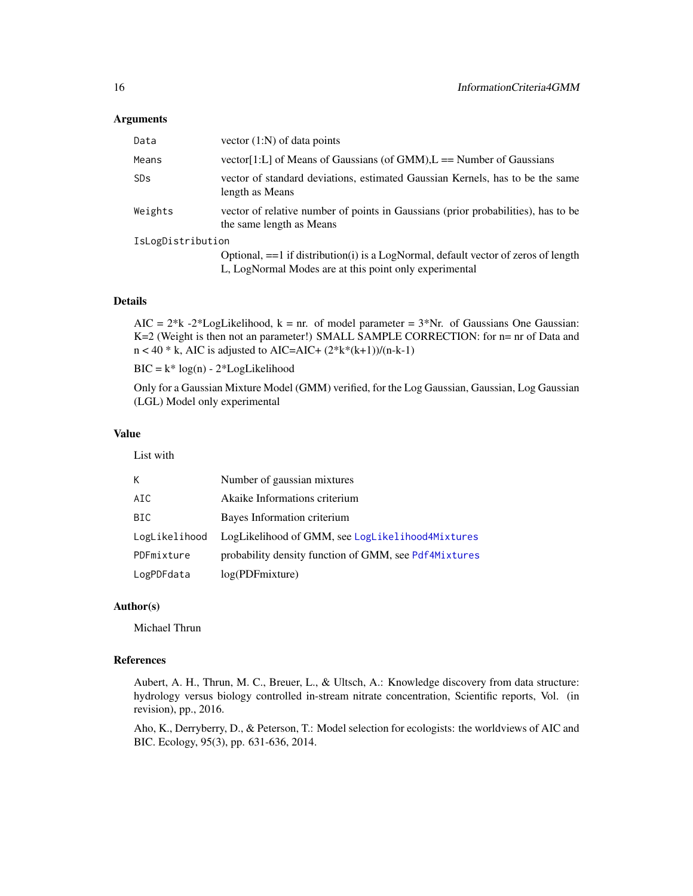### Arguments

| | |
|---|---|
| `Data` | vector (1:N) of data points |
| `Means` | vector[1:L] of Means of Gaussians (of GMM),L == Number of Gaussians |
| `SDs` | vector of standard deviations, estimated Gaussian Kernels, has to be the same length as Means |
| `Weights` | vector of relative number of points in Gaussians (prior probabilities), has to be the same length as Means |
| `IsLogDistribution` | Optional, ==1 if distribution(i) is a LogNormal, default vector of zeros of length L, LogNormal Modes are at this point only experimental |

### Details

AIC = 2*k -2*LogLikelihood, k = nr. of model parameter = 3*Nr. of Gaussians One Gaussian: K=2 (Weight is then not an parameter!) SMALL SAMPLE CORRECTION: for n= nr of Data and n < 40 * k, AIC is adjusted to AIC=AIC+ (2*k*(k+1))/(n-k-1)

BIC = k* log(n) - 2*LogLikelihood

Only for a Gaussian Mixture Model (GMM) verified, for the Log Gaussian, Gaussian, Log Gaussian (LGL) Model only experimental

### Value

List with

| | |
|---|---|
| `K` | Number of gaussian mixtures |
| `AIC` | Akaike Informations criterium |
| `BIC` | Bayes Information criterium |
| `LogLikelihood` | LogLikelihood of GMM, see `LogLikelihood4Mixtures` |
| `PDFmixture` | probability density function of GMM, see `Pdf4Mixtures` |
| `LogPDFdata` | log(PDFmixture) |

### Author(s)

Michael Thrun

### References

Aubert, A. H., Thrun, M. C., Breuer, L., & Ultsch, A.: Knowledge discovery from data structure: hydrology versus biology controlled in-stream nitrate concentration, Scientific reports, Vol. (in revision), pp., 2016.

Aho, K., Derryberry, D., & Peterson, T.: Model selection for ecologists: the worldviews of AIC and BIC. Ecology, 95(3), pp. 631-636, 2014.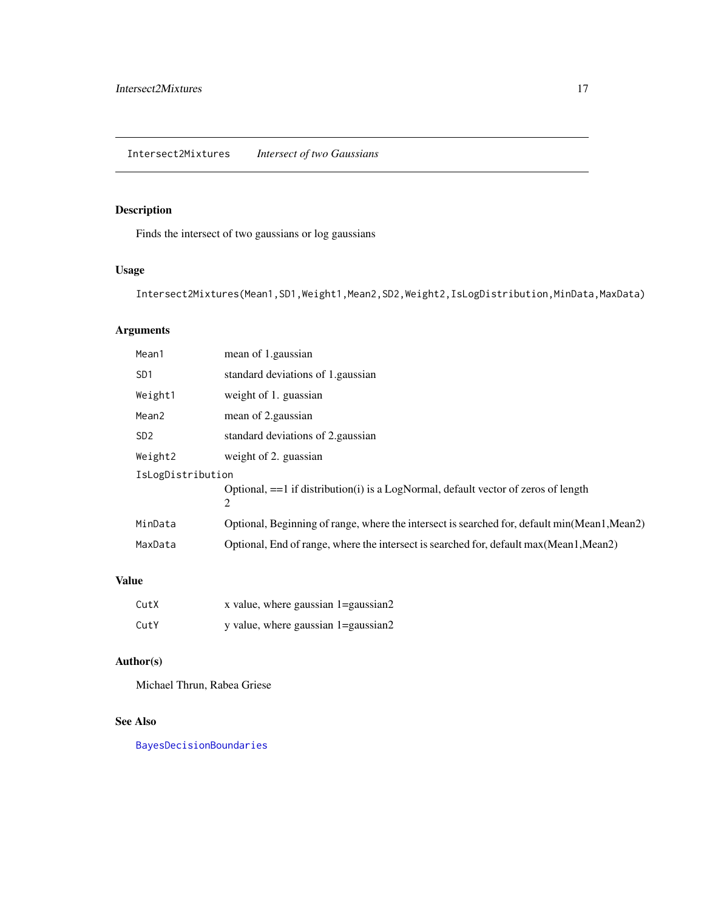## Intersect2Mixtures *Intersect of two Gaussians*

### Description

Finds the intersect of two gaussians or log gaussians

### Usage

```
Intersect2Mixtures(Mean1,SD1,Weight1,Mean2,SD2,Weight2,IsLogDistribution,MinData,MaxData)
```

### Arguments

| | |
|---|---|
| `Mean1` | mean of 1.gaussian |
| `SD1` | standard deviations of 1.gaussian |
| `Weight1` | weight of 1. guassian |
| `Mean2` | mean of 2.gaussian |
| `SD2` | standard deviations of 2.gaussian |
| `Weight2` | weight of 2. guassian |
| `IsLogDistribution` | Optional, ==1 if distribution(i) is a LogNormal, default vector of zeros of length 2 |
| `MinData` | Optional, Beginning of range, where the intersect is searched for, default min(Mean1,Mean2) |
| `MaxData` | Optional, End of range, where the intersect is searched for, default max(Mean1,Mean2) |

### Value

| | |
|---|---|
| `CutX` | x value, where gaussian 1=gaussian2 |
| `CutY` | y value, where gaussian 1=gaussian2 |

### Author(s)

Michael Thrun, Rabea Griese

### See Also

`BayesDecisionBoundaries`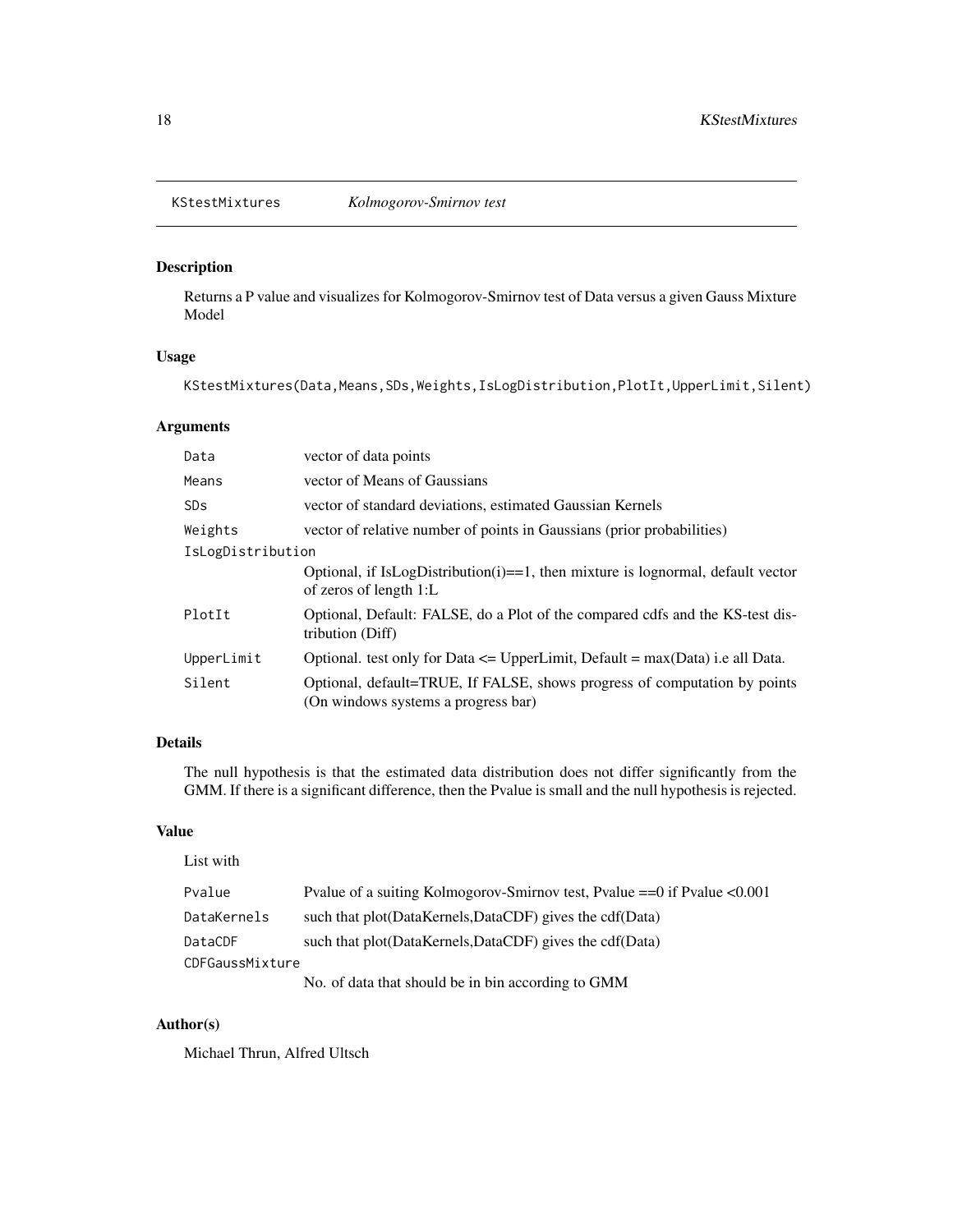## KStestMixtures *Kolmogorov-Smirnov test*

### Description

Returns a P value and visualizes for Kolmogorov-Smirnov test of Data versus a given Gauss Mixture Model

### Usage

```
KStestMixtures(Data,Means,SDs,Weights,IsLogDistribution,PlotIt,UpperLimit,Silent)
```

### Arguments

| | |
|---|---|
| Data | vector of data points |
| Means | vector of Means of Gaussians |
| SDs | vector of standard deviations, estimated Gaussian Kernels |
| Weights | vector of relative number of points in Gaussians (prior probabilities) |
| IsLogDistribution | Optional, if IsLogDistribution(i)==1, then mixture is lognormal, default vector of zeros of length 1:L |
| PlotIt | Optional, Default: FALSE, do a Plot of the compared cdfs and the KS-test distribution (Diff) |
| UpperLimit | Optional. test only for Data <= UpperLimit, Default = max(Data) i.e all Data. |
| Silent | Optional, default=TRUE, If FALSE, shows progress of computation by points (On windows systems a progress bar) |

### Details

The null hypothesis is that the estimated data distribution does not differ significantly from the GMM. If there is a significant difference, then the Pvalue is small and the null hypothesis is rejected.

### Value

List with

| | |
|---|---|
| Pvalue | Pvalue of a suiting Kolmogorov-Smirnov test, Pvalue ==0 if Pvalue <0.001 |
| DataKernels | such that plot(DataKernels,DataCDF) gives the cdf(Data) |
| DataCDF | such that plot(DataKernels,DataCDF) gives the cdf(Data) |
| CDFGaussMixture | No. of data that should be in bin according to GMM |

### Author(s)

Michael Thrun, Alfred Ultsch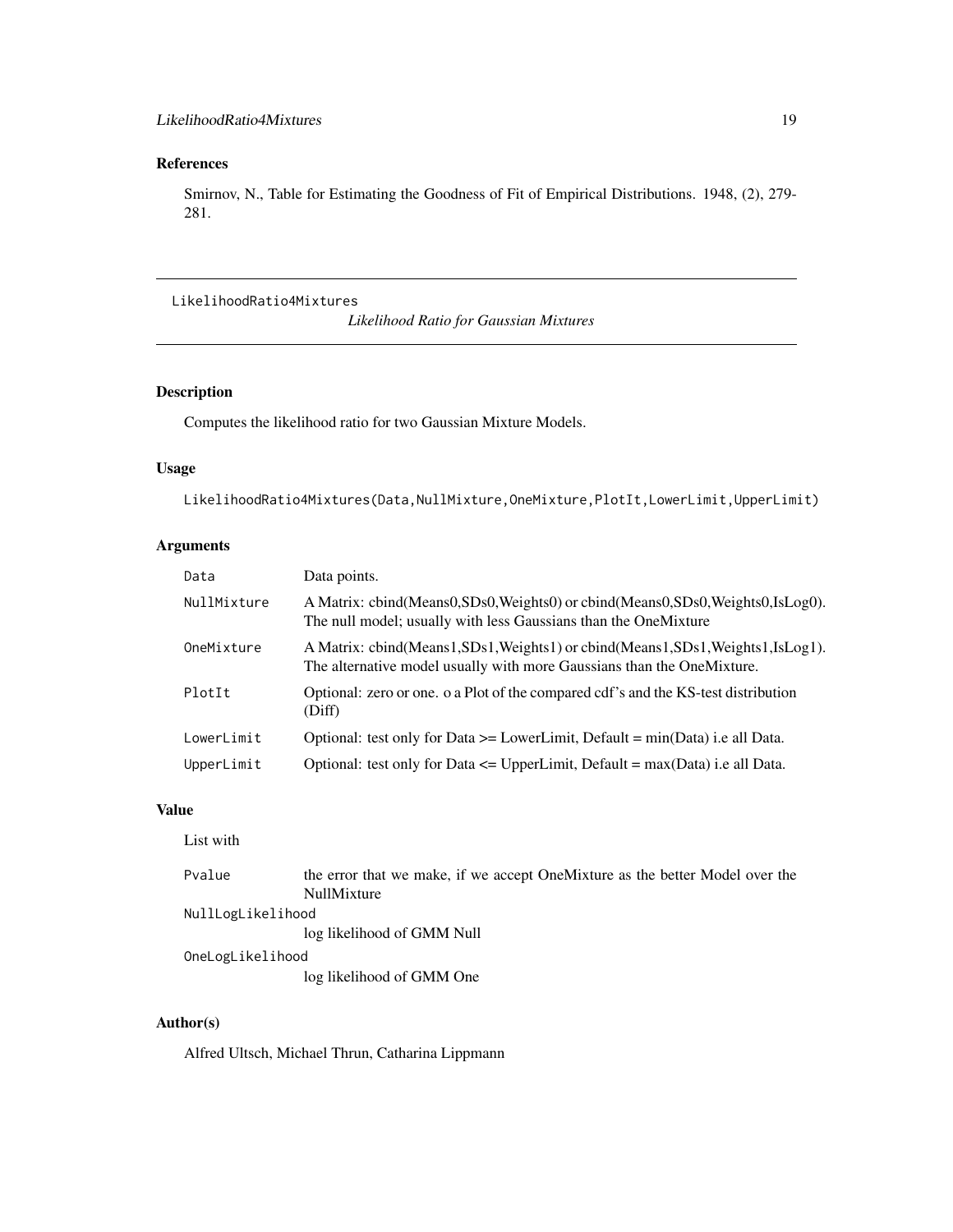## References

Smirnov, N., Table for Estimating the Goodness of Fit of Empirical Distributions. 1948, (2), 279-281.

---

LikelihoodRatio4Mixtures *Likelihood Ratio for Gaussian Mixtures*

---

## Description

Computes the likelihood ratio for two Gaussian Mixture Models.

## Usage

```
LikelihoodRatio4Mixtures(Data,NullMixture,OneMixture,PlotIt,LowerLimit,UpperLimit)
```

## Arguments

| | |
|---|---|
| Data | Data points. |
| NullMixture | A Matrix: cbind(Means0,SDs0,Weights0) or cbind(Means0,SDs0,Weights0,IsLog0). The null model; usually with less Gaussians than the OneMixture |
| OneMixture | A Matrix: cbind(Means1,SDs1,Weights1) or cbind(Means1,SDs1,Weights1,IsLog1). The alternative model usually with more Gaussians than the OneMixture. |
| PlotIt | Optional: zero or one. o a Plot of the compared cdf's and the KS-test distribution (Diff) |
| LowerLimit | Optional: test only for Data >= LowerLimit, Default = min(Data) i.e all Data. |
| UpperLimit | Optional: test only for Data <= UpperLimit, Default = max(Data) i.e all Data. |

## Value

List with

| | |
|---|---|
| Pvalue | the error that we make, if we accept OneMixture as the better Model over the NullMixture |
| NullLogLikelihood | log likelihood of GMM Null |
| OneLogLikelihood | log likelihood of GMM One |

## Author(s)

Alfred Ultsch, Michael Thrun, Catharina Lippmann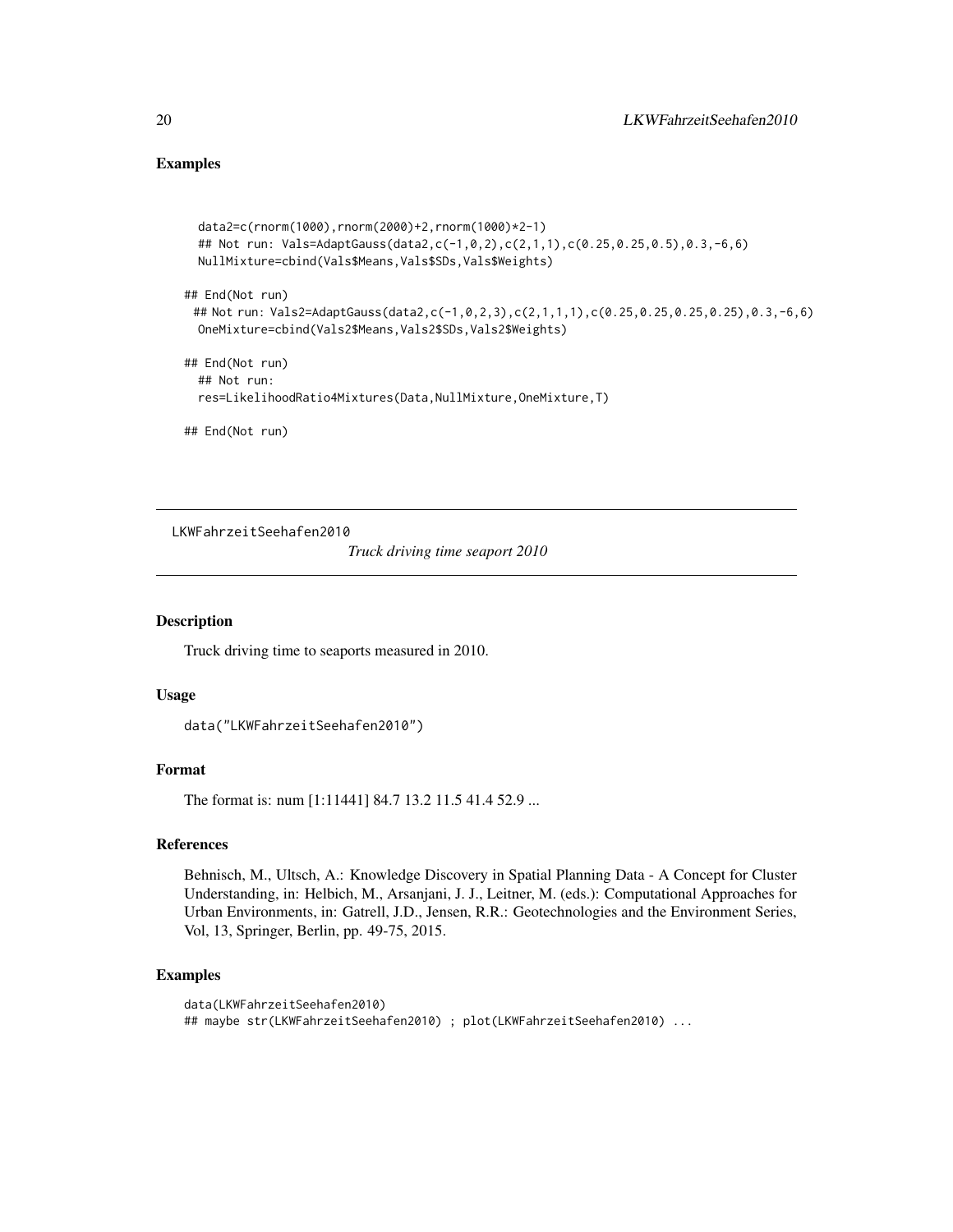## Examples

```
  data2=c(rnorm(1000),rnorm(2000)+2,rnorm(1000)*2-1)
  ## Not run: Vals=AdaptGauss(data2,c(-1,0,2),c(2,1,1),c(0.25,0.25,0.5),0.3,-6,6)
  NullMixture=cbind(Vals$Means,Vals$SDs,Vals$Weights)

## End(Not run)
 ## Not run: Vals2=AdaptGauss(data2,c(-1,0,2,3),c(2,1,1,1),c(0.25,0.25,0.25,0.25),0.3,-6,6)
  OneMixture=cbind(Vals2$Means,Vals2$SDs,Vals2$Weights)

## End(Not run)
  ## Not run:
  res=LikelihoodRatio4Mixtures(Data,NullMixture,OneMixture,T)

## End(Not run)
```

---

# LKWFahrzeitSeehafen2010

*Truck driving time seaport 2010*

---

## Description

Truck driving time to seaports measured in 2010.

## Usage

```
data("LKWFahrzeitSeehafen2010")
```

## Format

The format is: num [1:11441] 84.7 13.2 11.5 41.4 52.9 ...

## References

Behnisch, M., Ultsch, A.: Knowledge Discovery in Spatial Planning Data - A Concept for Cluster Understanding, in: Helbich, M., Arsanjani, J. J., Leitner, M. (eds.): Computational Approaches for Urban Environments, in: Gatrell, J.D., Jensen, R.R.: Geotechnologies and the Environment Series, Vol, 13, Springer, Berlin, pp. 49-75, 2015.

## Examples

```
data(LKWFahrzeitSeehafen2010)
## maybe str(LKWFahrzeitSeehafen2010) ; plot(LKWFahrzeitSeehafen2010) ...
```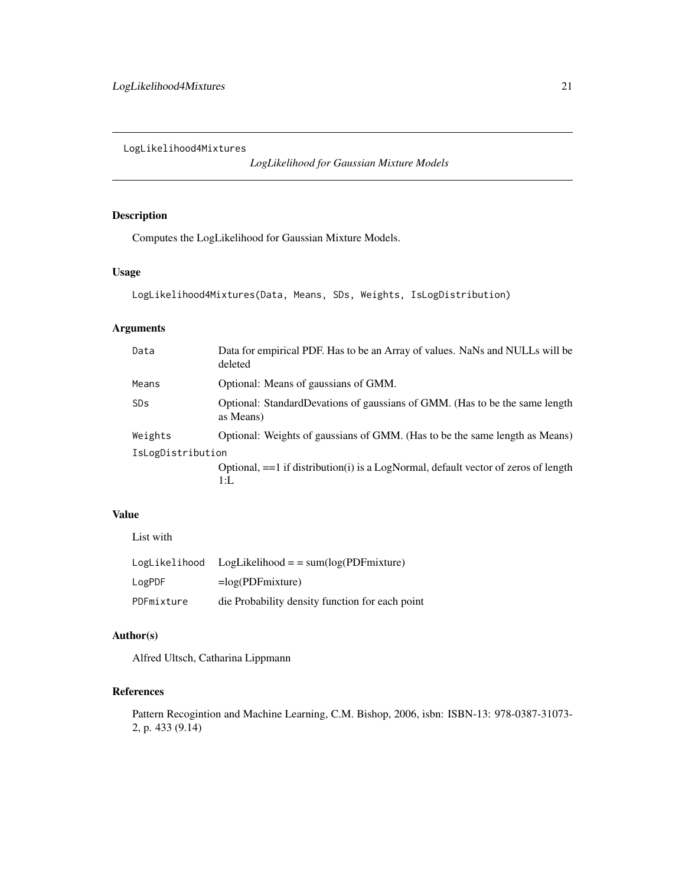LogLikelihood4Mixtures

*LogLikelihood for Gaussian Mixture Models*

## Description

Computes the LogLikelihood for Gaussian Mixture Models.

## Usage

```
LogLikelihood4Mixtures(Data, Means, SDs, Weights, IsLogDistribution)
```

## Arguments

| | |
|---|---|
| `Data` | Data for empirical PDF. Has to be an Array of values. NaNs and NULLs will be deleted |
| `Means` | Optional: Means of gaussians of GMM. |
| `SDs` | Optional: StandardDevations of gaussians of GMM. (Has to be the same length as Means) |
| `Weights` | Optional: Weights of gaussians of GMM. (Has to be the same length as Means) |
| `IsLogDistribution` | Optional, ==1 if distribution(i) is a LogNormal, default vector of zeros of length 1:L |

## Value

List with

| | |
|---|---|
| `LogLikelihood` | LogLikelihood = = sum(log(PDFmixture) |
| `LogPDF` | =log(PDFmixture) |
| `PDFmixture` | die Probability density function for each point |

## Author(s)

Alfred Ultsch, Catharina Lippmann

## References

Pattern Recogintion and Machine Learning, C.M. Bishop, 2006, isbn: ISBN-13: 978-0387-31073-2, p. 433 (9.14)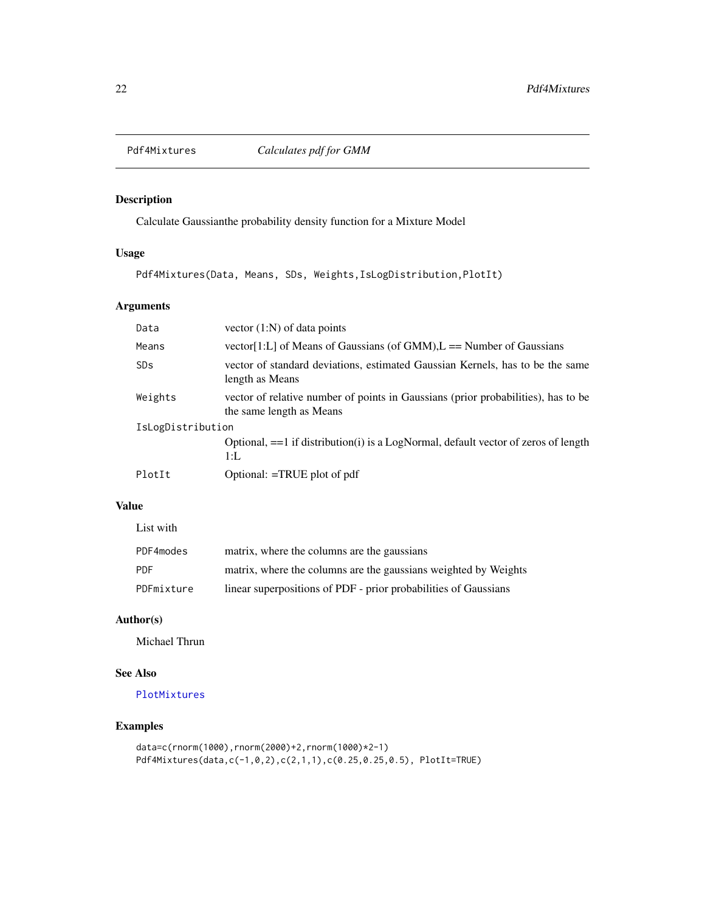# Pdf4Mixtures — *Calculates pdf for GMM*

## Description

Calculate Gaussianthe probability density function for a Mixture Model

## Usage

```
Pdf4Mixtures(Data, Means, SDs, Weights,IsLogDistribution,PlotIt)
```

## Arguments

| | |
|---|---|
| `Data` | vector (1:N) of data points |
| `Means` | vector[1:L] of Means of Gaussians (of GMM),L == Number of Gaussians |
| `SDs` | vector of standard deviations, estimated Gaussian Kernels, has to be the same length as Means |
| `Weights` | vector of relative number of points in Gaussians (prior probabilities), has to be the same length as Means |
| `IsLogDistribution` | Optional, ==1 if distribution(i) is a LogNormal, default vector of zeros of length 1:L |
| `PlotIt` | Optional: =TRUE plot of pdf |

## Value

List with

| | |
|---|---|
| `PDF4modes` | matrix, where the columns are the gaussians |
| `PDF` | matrix, where the columns are the gaussians weighted by Weights |
| `PDFmixture` | linear superpositions of PDF - prior probabilities of Gaussians |

## Author(s)

Michael Thrun

## See Also

`PlotMixtures`

## Examples

```
data=c(rnorm(1000),rnorm(2000)+2,rnorm(1000)*2-1)
Pdf4Mixtures(data,c(-1,0,2),c(2,1,1),c(0.25,0.25,0.5), PlotIt=TRUE)
```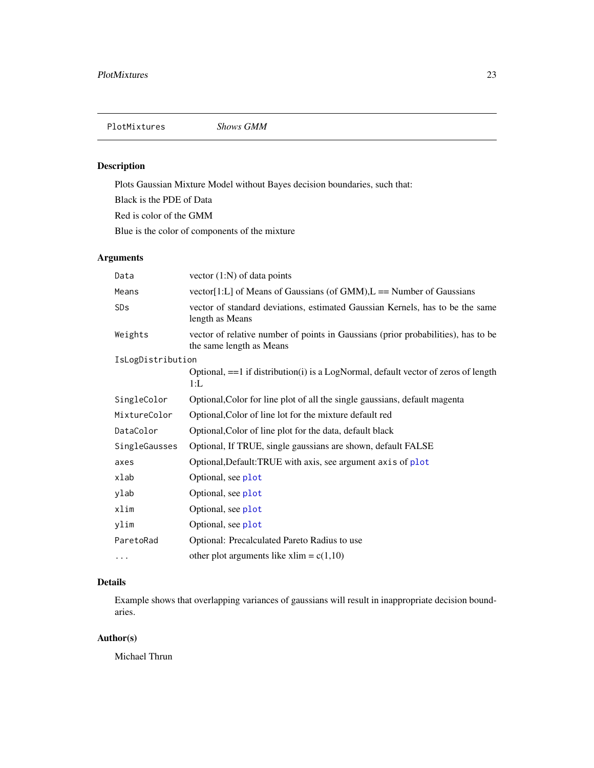## PlotMixtures *Shows GMM*

### Description

Plots Gaussian Mixture Model without Bayes decision boundaries, such that:

Black is the PDE of Data

Red is color of the GMM

Blue is the color of components of the mixture

### Arguments

| | |
|---|---|
| `Data` | vector (1:N) of data points |
| `Means` | vector[1:L] of Means of Gaussians (of GMM),L == Number of Gaussians |
| `SDs` | vector of standard deviations, estimated Gaussian Kernels, has to be the same length as Means |
| `Weights` | vector of relative number of points in Gaussians (prior probabilities), has to be the same length as Means |
| `IsLogDistribution` | Optional, ==1 if distribution(i) is a LogNormal, default vector of zeros of length 1:L |
| `SingleColor` | Optional,Color for line plot of all the single gaussians, default magenta |
| `MixtureColor` | Optional,Color of line lot for the mixture default red |
| `DataColor` | Optional,Color of line plot for the data, default black |
| `SingleGausses` | Optional, If TRUE, single gaussians are shown, default FALSE |
| `axes` | Optional,Default:TRUE with axis, see argument `axis` of `plot` |
| `xlab` | Optional, see `plot` |
| `ylab` | Optional, see `plot` |
| `xlim` | Optional, see `plot` |
| `ylim` | Optional, see `plot` |
| `ParetoRad` | Optional: Precalculated Pareto Radius to use |
| `...` | other plot arguments like xlim = c(1,10) |

### Details

Example shows that overlapping variances of gaussians will result in inappropriate decision boundaries.

### Author(s)

Michael Thrun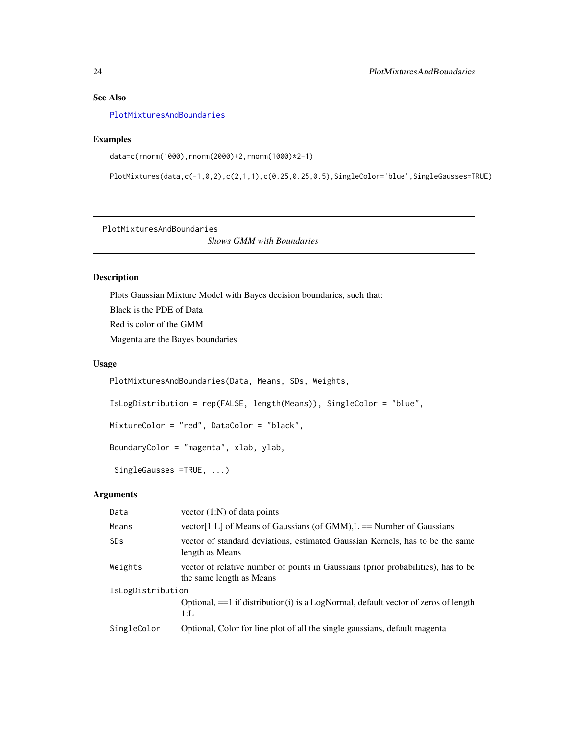## See Also

PlotMixturesAndBoundaries

## Examples

```
data=c(rnorm(1000),rnorm(2000)+2,rnorm(1000)*2-1)

PlotMixtures(data,c(-1,0,2),c(2,1,1),c(0.25,0.25,0.5),SingleColor='blue',SingleGausses=TRUE)
```

---

PlotMixturesAndBoundaries *Shows GMM with Boundaries*

---

## Description

Plots Gaussian Mixture Model with Bayes decision boundaries, such that:

Black is the PDE of Data

Red is color of the GMM

Magenta are the Bayes boundaries

## Usage

```
PlotMixturesAndBoundaries(Data, Means, SDs, Weights,

IsLogDistribution = rep(FALSE, length(Means)), SingleColor = "blue",

MixtureColor = "red", DataColor = "black",

BoundaryColor = "magenta", xlab, ylab,

 SingleGausses =TRUE, ...)
```

## Arguments

| | |
|---|---|
| `Data` | vector (1:N) of data points |
| `Means` | vector[1:L] of Means of Gaussians (of GMM),L == Number of Gaussians |
| `SDs` | vector of standard deviations, estimated Gaussian Kernels, has to be the same length as Means |
| `Weights` | vector of relative number of points in Gaussians (prior probabilities), has to be the same length as Means |
| `IsLogDistribution` | Optional, ==1 if distribution(i) is a LogNormal, default vector of zeros of length 1:L |
| `SingleColor` | Optional, Color for line plot of all the single gaussians, default magenta |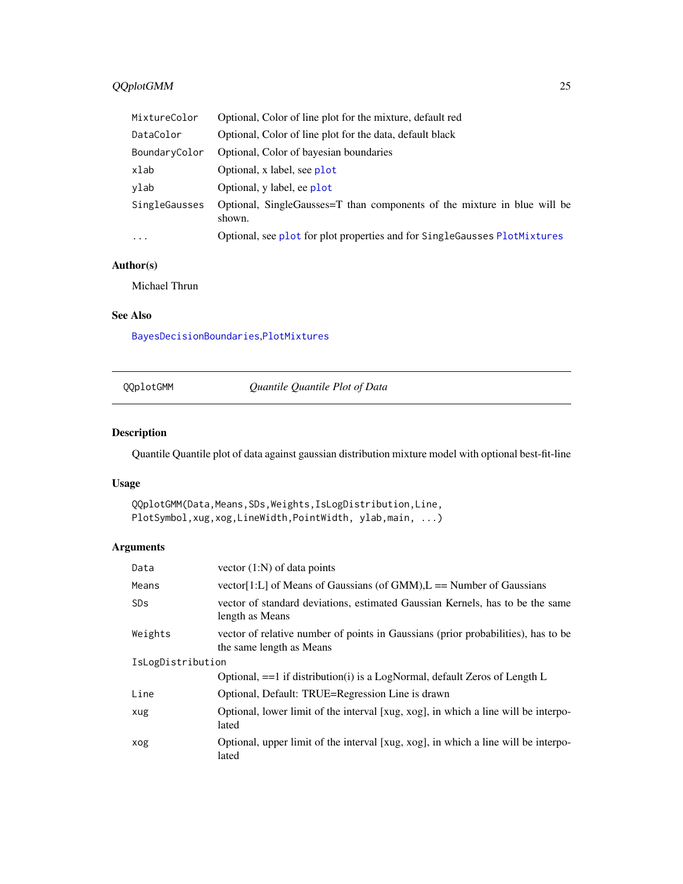| | |
|---|---|
| MixtureColor | Optional, Color of line plot for the mixture, default red |
| DataColor | Optional, Color of line plot for the data, default black |
| BoundaryColor | Optional, Color of bayesian boundaries |
| xlab | Optional, x label, see plot |
| ylab | Optional, y label, ee plot |
| SingleGausses | Optional, SingleGausses=T than components of the mixture in blue will be shown. |
| ... | Optional, see plot for plot properties and for SingleGausses PlotMixtures |

### Author(s)

Michael Thrun

### See Also

BayesDecisionBoundaries,PlotMixtures

---

## QQplotGMM — *Quantile Quantile Plot of Data*

---

### Description

Quantile Quantile plot of data against gaussian distribution mixture model with optional best-fit-line

### Usage

```
QQplotGMM(Data,Means,SDs,Weights,IsLogDistribution,Line,
PlotSymbol,xug,xog,LineWidth,PointWidth, ylab,main, ...)
```

### Arguments

| | |
|---|---|
| Data | vector (1:N) of data points |
| Means | vector[1:L] of Means of Gaussians (of GMM),L == Number of Gaussians |
| SDs | vector of standard deviations, estimated Gaussian Kernels, has to be the same length as Means |
| Weights | vector of relative number of points in Gaussians (prior probabilities), has to be the same length as Means |
| IsLogDistribution | Optional, ==1 if distribution(i) is a LogNormal, default Zeros of Length L |
| Line | Optional, Default: TRUE=Regression Line is drawn |
| xug | Optional, lower limit of the interval [xug, xog], in which a line will be interpolated |
| xog | Optional, upper limit of the interval [xug, xog], in which a line will be interpolated |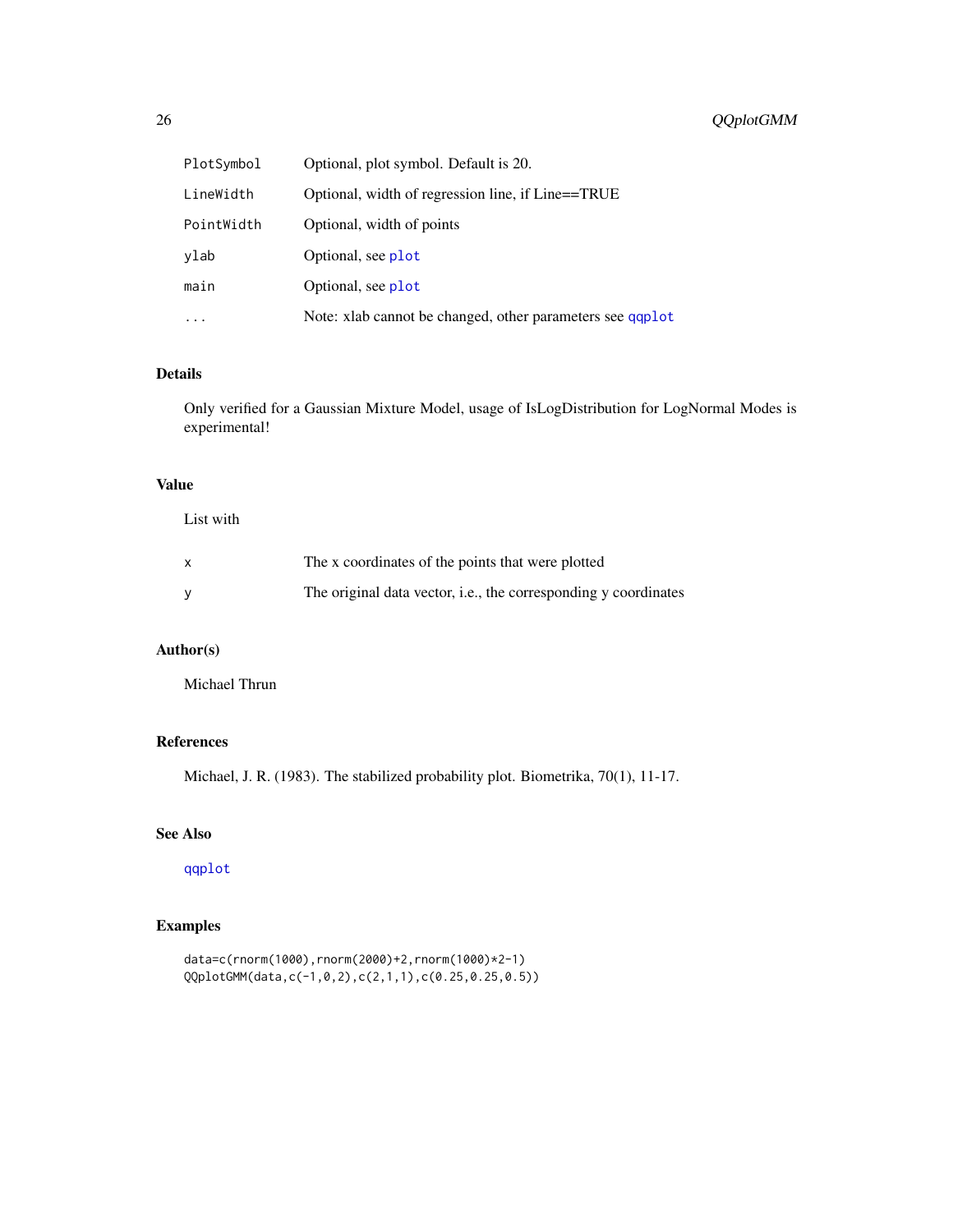| | |
|---|---|
| PlotSymbol | Optional, plot symbol. Default is 20. |
| LineWidth | Optional, width of regression line, if Line==TRUE |
| PointWidth | Optional, width of points |
| ylab | Optional, see plot |
| main | Optional, see plot |
| ... | Note: xlab cannot be changed, other parameters see qqplot |

## Details

Only verified for a Gaussian Mixture Model, usage of IsLogDistribution for LogNormal Modes is experimental!

## Value

List with

| | |
|---|---|
| x | The x coordinates of the points that were plotted |
| y | The original data vector, i.e., the corresponding y coordinates |

## Author(s)

Michael Thrun

## References

Michael, J. R. (1983). The stabilized probability plot. Biometrika, 70(1), 11-17.

## See Also

qqplot

## Examples

```
data=c(rnorm(1000),rnorm(2000)+2,rnorm(1000)*2-1)
QQplotGMM(data,c(-1,0,2),c(2,1,1),c(0.25,0.25,0.5))
```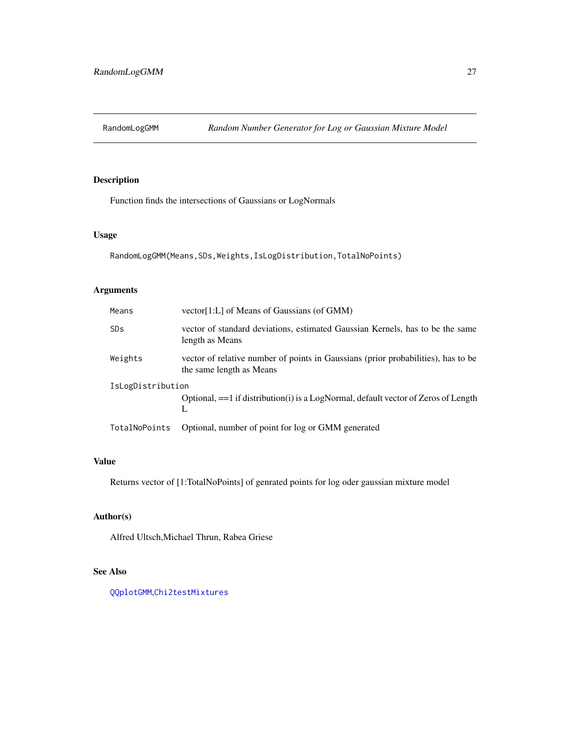## RandomLogGMM — *Random Number Generator for Log or Gaussian Mixture Model*

### Description

Function finds the intersections of Gaussians or LogNormals

### Usage

```
RandomLogGMM(Means,SDs,Weights,IsLogDistribution,TotalNoPoints)
```

### Arguments

| Argument | Description |
|---|---|
| `Means` | vector[1:L] of Means of Gaussians (of GMM) |
| `SDs` | vector of standard deviations, estimated Gaussian Kernels, has to be the same length as Means |
| `Weights` | vector of relative number of points in Gaussians (prior probabilities), has to be the same length as Means |
| `IsLogDistribution` | Optional, ==1 if distribution(i) is a LogNormal, default vector of Zeros of Length L |
| `TotalNoPoints` | Optional, number of point for log or GMM generated |

### Value

Returns vector of [1:TotalNoPoints] of genrated points for log oder gaussian mixture model

### Author(s)

Alfred Ultsch,Michael Thrun, Rabea Griese

### See Also

`QQplotGMM`,`Chi2testMixtures`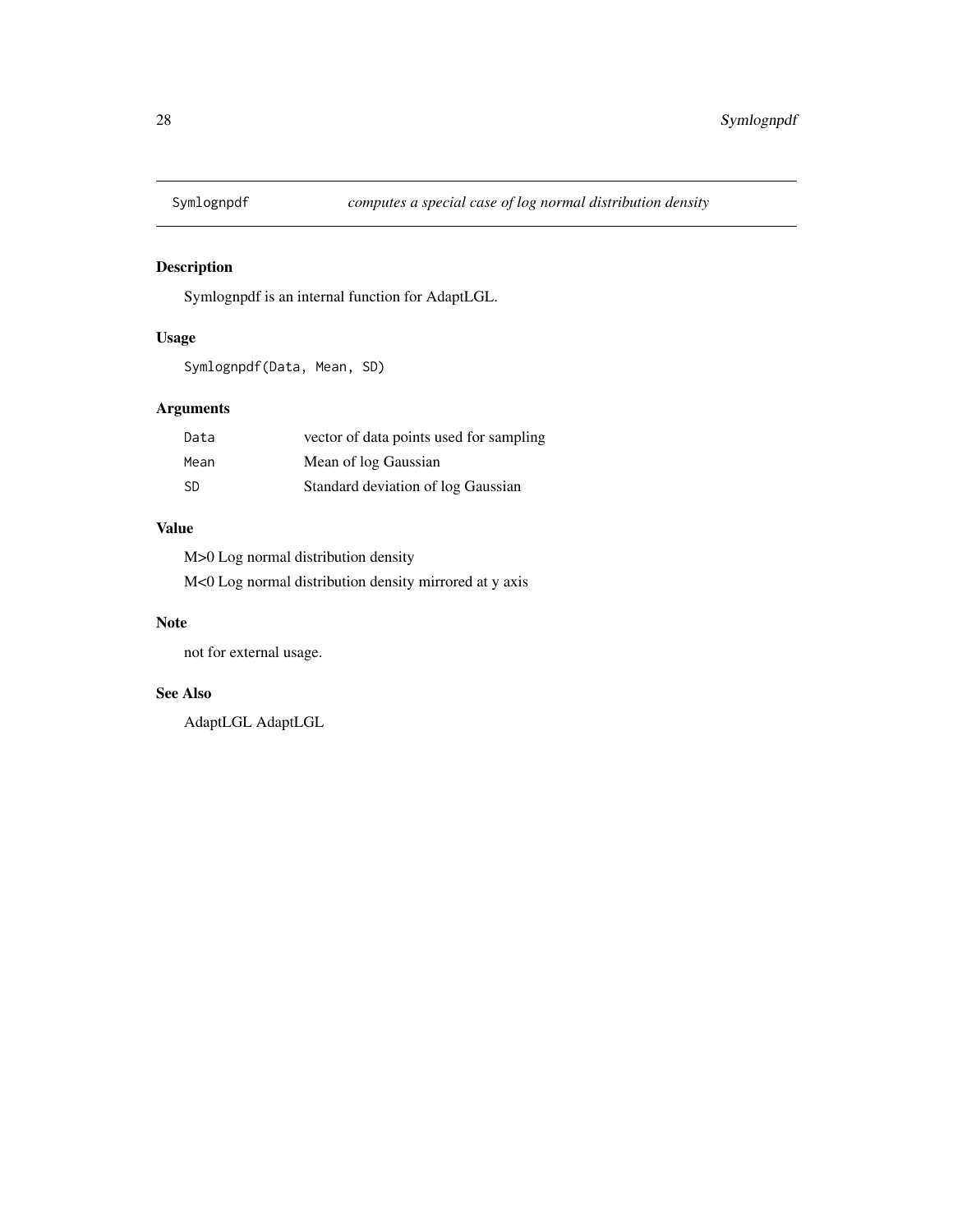## Symlognpdf — *computes a special case of log normal distribution density*

### Description

Symlognpdf is an internal function for AdaptLGL.

### Usage

```
Symlognpdf(Data, Mean, SD)
```

### Arguments

| | |
|---|---|
| `Data` | vector of data points used for sampling |
| `Mean` | Mean of log Gaussian |
| `SD` | Standard deviation of log Gaussian |

### Value

M>0 Log normal distribution density

M<0 Log normal distribution density mirrored at y axis

### Note

not for external usage.

### See Also

AdaptLGL AdaptLGL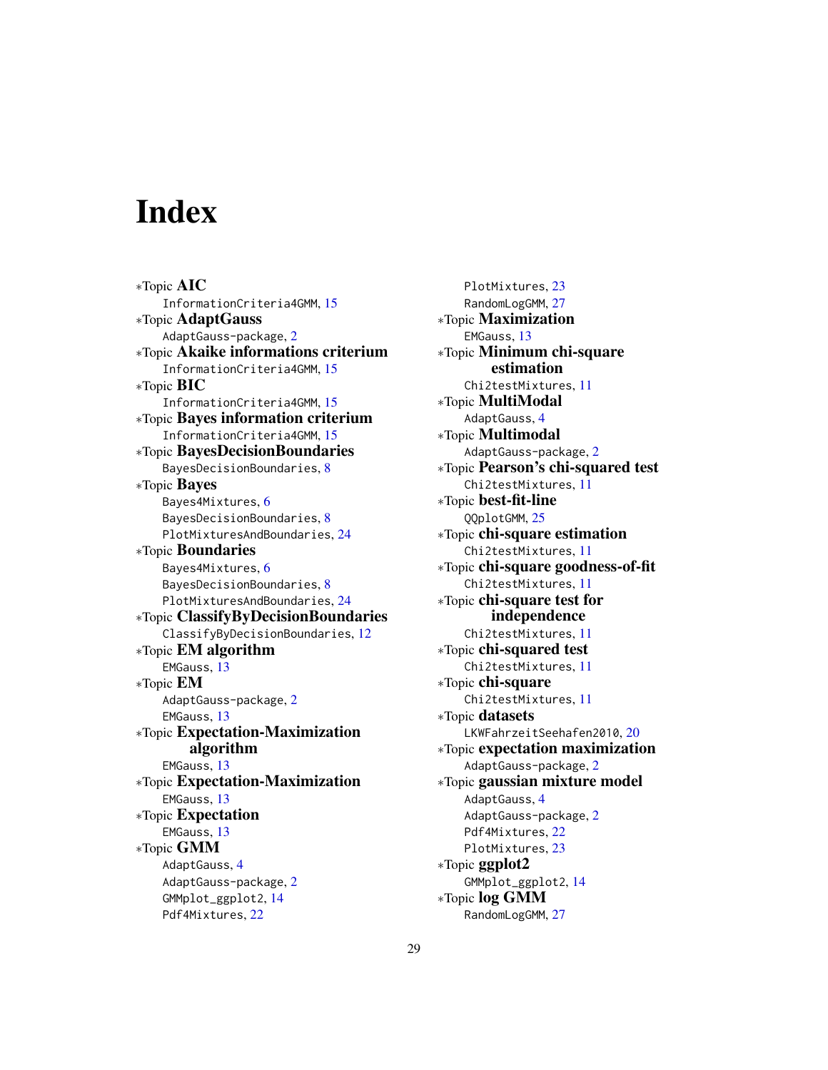# Index

∗Topic **AIC**
  InformationCriteria4GMM, 15
∗Topic **AdaptGauss**
  AdaptGauss-package, 2
∗Topic **Akaike informations criterium**
  InformationCriteria4GMM, 15
∗Topic **BIC**
  InformationCriteria4GMM, 15
∗Topic **Bayes information criterium**
  InformationCriteria4GMM, 15
∗Topic **BayesDecisionBoundaries**
  BayesDecisionBoundaries, 8
∗Topic **Bayes**
  Bayes4Mixtures, 6
  BayesDecisionBoundaries, 8
  PlotMixturesAndBoundaries, 24
∗Topic **Boundaries**
  Bayes4Mixtures, 6
  BayesDecisionBoundaries, 8
  PlotMixturesAndBoundaries, 24
∗Topic **ClassifyByDecisionBoundaries**
  ClassifyByDecisionBoundaries, 12
∗Topic **EM algorithm**
  EMGauss, 13
∗Topic **EM**
  AdaptGauss-package, 2
  EMGauss, 13
∗Topic **Expectation-Maximization algorithm**
  EMGauss, 13
∗Topic **Expectation-Maximization**
  EMGauss, 13
∗Topic **Expectation**
  EMGauss, 13
∗Topic **GMM**
  AdaptGauss, 4
  AdaptGauss-package, 2
  GMMplot_ggplot2, 14
  Pdf4Mixtures, 22
  PlotMixtures, 23
  RandomLogGMM, 27
∗Topic **Maximization**
  EMGauss, 13
∗Topic **Minimum chi-square estimation**
  Chi2testMixtures, 11
∗Topic **MultiModal**
  AdaptGauss, 4
∗Topic **Multimodal**
  AdaptGauss-package, 2
∗Topic **Pearson's chi-squared test**
  Chi2testMixtures, 11
∗Topic **best-fit-line**
  QQplotGMM, 25
∗Topic **chi-square estimation**
  Chi2testMixtures, 11
∗Topic **chi-square goodness-of-fit**
  Chi2testMixtures, 11
∗Topic **chi-square test for independence**
  Chi2testMixtures, 11
∗Topic **chi-squared test**
  Chi2testMixtures, 11
∗Topic **chi-square**
  Chi2testMixtures, 11
∗Topic **datasets**
  LKWFahrzeitSeehafen2010, 20
∗Topic **expectation maximization**
  AdaptGauss-package, 2
∗Topic **gaussian mixture model**
  AdaptGauss, 4
  AdaptGauss-package, 2
  Pdf4Mixtures, 22
  PlotMixtures, 23
∗Topic **ggplot2**
  GMMplot_ggplot2, 14
∗Topic **log GMM**
  RandomLogGMM, 27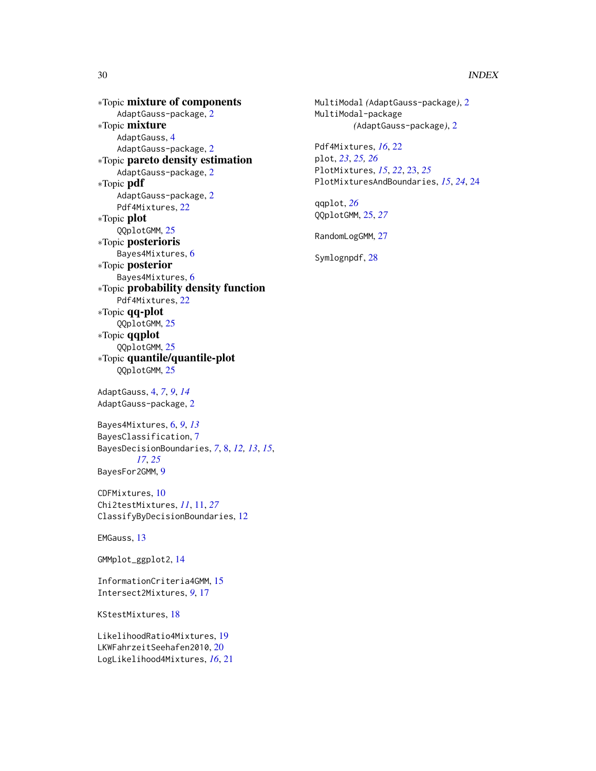∗Topic **mixture of components**
  AdaptGauss-package, 2

∗Topic **mixture**
  AdaptGauss, 4
  AdaptGauss-package, 2

∗Topic **pareto density estimation**
  AdaptGauss-package, 2

∗Topic **pdf**
  AdaptGauss-package, 2
  Pdf4Mixtures, 22

∗Topic **plot**
  QQplotGMM, 25

∗Topic **posterioris**
  Bayes4Mixtures, 6

∗Topic **posterior**
  Bayes4Mixtures, 6

∗Topic **probability density function**
  Pdf4Mixtures, 22

∗Topic **qq-plot**
  QQplotGMM, 25

∗Topic **qqplot**
  QQplotGMM, 25

∗Topic **quantile/quantile-plot**
  QQplotGMM, 25

AdaptGauss, 4, *7*, *9*, *14*
AdaptGauss-package, 2

Bayes4Mixtures, 6, *9*, *13*
BayesClassification, 7
BayesDecisionBoundaries, *7*, 8, *12, 13*, *15*, *17*, *25*
BayesFor2GMM, 9

CDFMixtures, 10
Chi2testMixtures, *11*, 11, *27*
ClassifyByDecisionBoundaries, 12

EMGauss, 13

GMMplot_ggplot2, 14

InformationCriteria4GMM, 15
Intersect2Mixtures, *9*, 17

KStestMixtures, 18

LikelihoodRatio4Mixtures, 19
LKWFahrzeitSeehafen2010, 20
LogLikelihood4Mixtures, *16*, 21

MultiModal *(*AdaptGauss-package*)*, 2
MultiModal-package *(*AdaptGauss-package*)*, 2

Pdf4Mixtures, *16*, 22
plot, *23*, *25, 26*
PlotMixtures, *15*, *22*, 23, *25*
PlotMixturesAndBoundaries, *15*, *24*, 24

qqplot, *26*
QQplotGMM, 25, *27*

RandomLogGMM, 27

Symlognpdf, 28